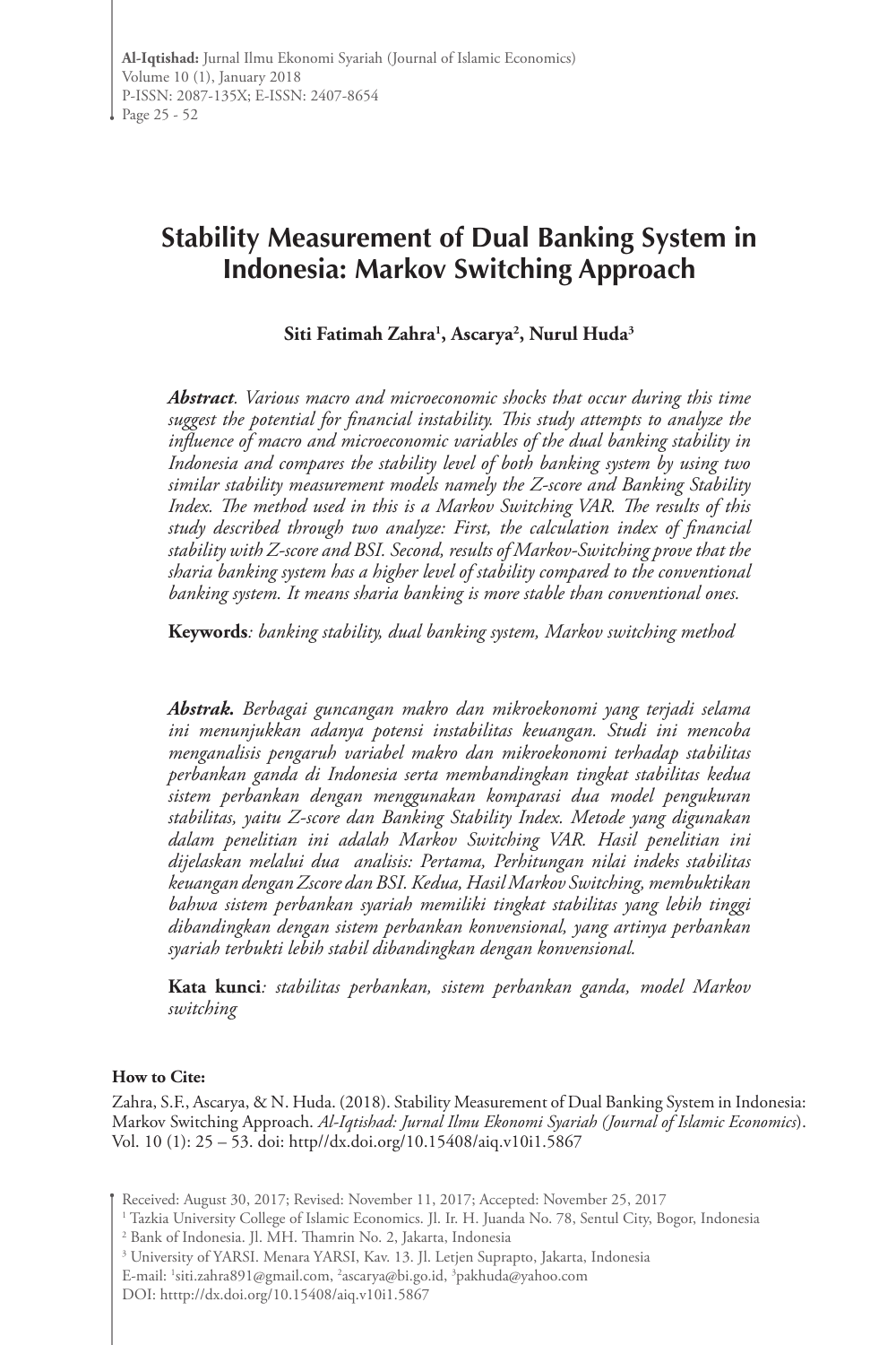# Stability Measurement of Dual Banking System in Indonesia: Markov Switching Approach

**Siti Fatimah Zahra[1], Ascarya[2], Nurul Huda[3]**

***Abstract***. *Various macro and microeconomic shocks that occur during this time suggest the potential for financial instability. This study attempts to analyze the influence of macro and microeconomic variables of the dual banking stability in Indonesia and compares the stability level of both banking system by using two similar stability measurement models namely the Z-score and Banking Stability Index. The method used in this is a Markov Switching VAR. The results of this study described through two analyze: First, the calculation index of financial stability with Z-score and BSI. Second, results of Markov-Switching prove that the sharia banking system has a higher level of stability compared to the conventional banking system. It means sharia banking is more stable than conventional ones.*

**Keywords***: banking stability, dual banking system, Markov switching method*

***Abstrak.*** *Berbagai guncangan makro dan mikroekonomi yang terjadi selama ini menunjukkan adanya potensi instabilitas keuangan. Studi ini mencoba menganalisis pengaruh variabel makro dan mikroekonomi terhadap stabilitas perbankan ganda di Indonesia serta membandingkan tingkat stabilitas kedua sistem perbankan dengan menggunakan komparasi dua model pengukuran stabilitas, yaitu Z-score dan Banking Stability Index. Metode yang digunakan dalam penelitian ini adalah Markov Switching VAR. Hasil penelitian ini dijelaskan melalui dua analisis: Pertama, Perhitungan nilai indeks stabilitas keuangan dengan Zscore dan BSI. Kedua, Hasil Markov Switching, membuktikan bahwa sistem perbankan syariah memiliki tingkat stabilitas yang lebih tinggi dibandingkan dengan sistem perbankan konvensional, yang artinya perbankan syariah terbukti lebih stabil dibandingkan dengan konvensional.*

**Kata kunci***: stabilitas perbankan, sistem perbankan ganda, model Markov switching*

**How to Cite:**

Zahra, S.F., Ascarya, & N. Huda. (2018). Stability Measurement of Dual Banking System in Indonesia: Markov Switching Approach. *Al-Iqtishad: Jurnal Ilmu Ekonomi Syariah (Journal of Islamic Economics)*. Vol. 10 (1): 25 – 53. doi: http//dx.doi.org/10.15408/aiq.v10i1.5867

Received: August 30, 2017; Revised: November 11, 2017; Accepted: November 25, 2017

[1] Tazkia University College of Islamic Economics. Jl. Ir. H. Juanda No. 78, Sentul City, Bogor, Indonesia

[2] Bank of Indonesia. Jl. MH. Thamrin No. 2, Jakarta, Indonesia

[3] University of YARSI. Menara YARSI, Kav. 13. Jl. Letjen Suprapto, Jakarta, Indonesia

E-mail: [1]siti.zahra891@gmail.com, [2]ascarya@bi.go.id, [3]pakhuda@yahoo.com

DOI: htttp://dx.doi.org/10.15408/aiq.v10i1.5867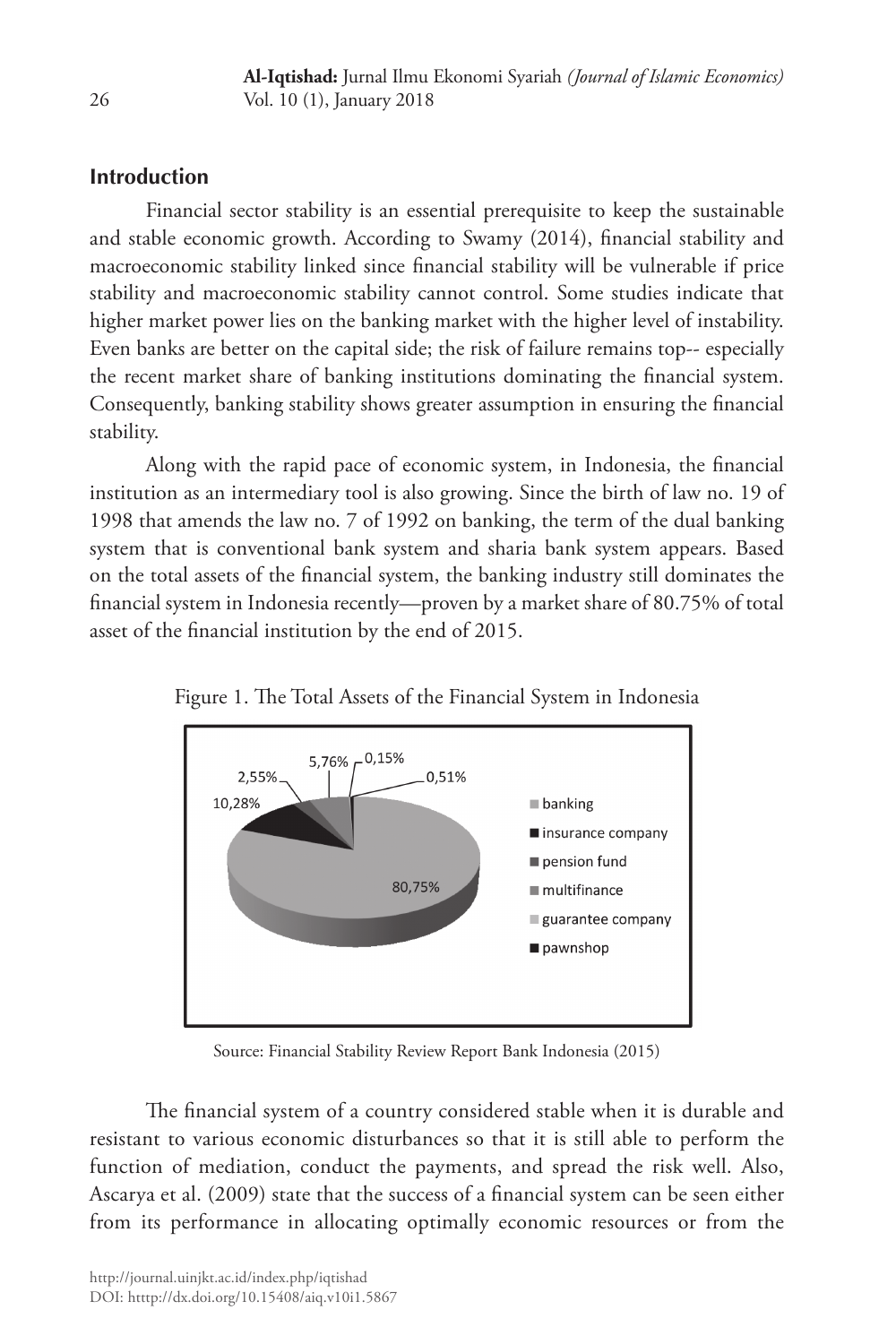## Introduction

Financial sector stability is an essential prerequisite to keep the sustainable and stable economic growth. According to Swamy (2014), financial stability and macroeconomic stability linked since financial stability will be vulnerable if price stability and macroeconomic stability cannot control. Some studies indicate that higher market power lies on the banking market with the higher level of instability. Even banks are better on the capital side; the risk of failure remains top-- especially the recent market share of banking institutions dominating the financial system. Consequently, banking stability shows greater assumption in ensuring the financial stability.

Along with the rapid pace of economic system, in Indonesia, the financial institution as an intermediary tool is also growing. Since the birth of law no. 19 of 1998 that amends the law no. 7 of 1992 on banking, the term of the dual banking system that is conventional bank system and sharia bank system appears. Based on the total assets of the financial system, the banking industry still dominates the financial system in Indonesia recently—proven by a market share of 80.75% of total asset of the financial institution by the end of 2015.

Figure 1. The Total Assets of the Financial System in Indonesia

Source: Financial Stability Review Report Bank Indonesia (2015)

The financial system of a country considered stable when it is durable and resistant to various economic disturbances so that it is still able to perform the function of mediation, conduct the payments, and spread the risk well. Also, Ascarya et al. (2009) state that the success of a financial system can be seen either from its performance in allocating optimally economic resources or from the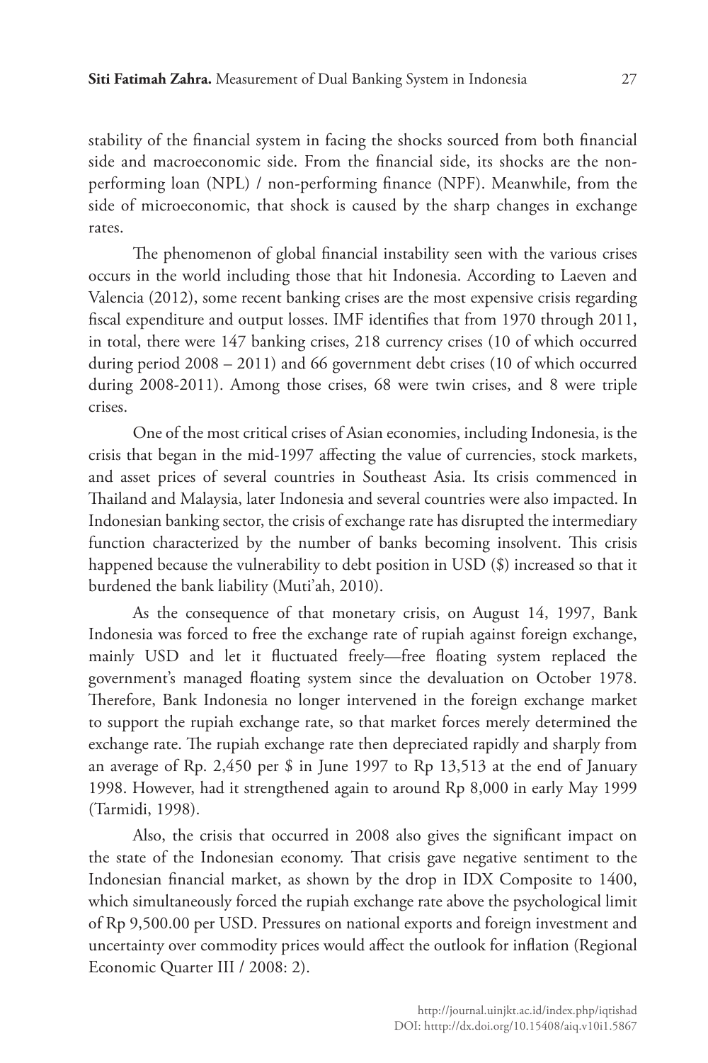stability of the financial system in facing the shocks sourced from both financial side and macroeconomic side. From the financial side, its shocks are the non-performing loan (NPL) / non-performing finance (NPF). Meanwhile, from the side of microeconomic, that shock is caused by the sharp changes in exchange rates.

The phenomenon of global financial instability seen with the various crises occurs in the world including those that hit Indonesia. According to Laeven and Valencia (2012), some recent banking crises are the most expensive crisis regarding fiscal expenditure and output losses. IMF identifies that from 1970 through 2011, in total, there were 147 banking crises, 218 currency crises (10 of which occurred during period 2008 – 2011) and 66 government debt crises (10 of which occurred during 2008-2011). Among those crises, 68 were twin crises, and 8 were triple crises.

One of the most critical crises of Asian economies, including Indonesia, is the crisis that began in the mid-1997 affecting the value of currencies, stock markets, and asset prices of several countries in Southeast Asia. Its crisis commenced in Thailand and Malaysia, later Indonesia and several countries were also impacted. In Indonesian banking sector, the crisis of exchange rate has disrupted the intermediary function characterized by the number of banks becoming insolvent. This crisis happened because the vulnerability to debt position in USD ($) increased so that it burdened the bank liability (Muti'ah, 2010).

As the consequence of that monetary crisis, on August 14, 1997, Bank Indonesia was forced to free the exchange rate of rupiah against foreign exchange, mainly USD and let it fluctuated freely—free floating system replaced the government's managed floating system since the devaluation on October 1978. Therefore, Bank Indonesia no longer intervened in the foreign exchange market to support the rupiah exchange rate, so that market forces merely determined the exchange rate. The rupiah exchange rate then depreciated rapidly and sharply from an average of Rp. 2,450 per $ in June 1997 to Rp 13,513 at the end of January 1998. However, had it strengthened again to around Rp 8,000 in early May 1999 (Tarmidi, 1998).

Also, the crisis that occurred in 2008 also gives the significant impact on the state of the Indonesian economy. That crisis gave negative sentiment to the Indonesian financial market, as shown by the drop in IDX Composite to 1400, which simultaneously forced the rupiah exchange rate above the psychological limit of Rp 9,500.00 per USD. Pressures on national exports and foreign investment and uncertainty over commodity prices would affect the outlook for inflation (Regional Economic Quarter III / 2008: 2).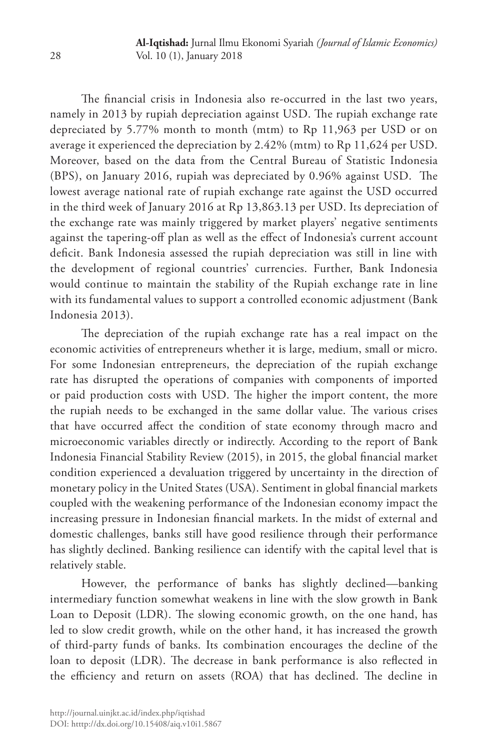The financial crisis in Indonesia also re-occurred in the last two years, namely in 2013 by rupiah depreciation against USD. The rupiah exchange rate depreciated by 5.77% month to month (mtm) to Rp 11,963 per USD or on average it experienced the depreciation by 2.42% (mtm) to Rp 11,624 per USD. Moreover, based on the data from the Central Bureau of Statistic Indonesia (BPS), on January 2016, rupiah was depreciated by 0.96% against USD. The lowest average national rate of rupiah exchange rate against the USD occurred in the third week of January 2016 at Rp 13,863.13 per USD. Its depreciation of the exchange rate was mainly triggered by market players' negative sentiments against the tapering-off plan as well as the effect of Indonesia's current account deficit. Bank Indonesia assessed the rupiah depreciation was still in line with the development of regional countries' currencies. Further, Bank Indonesia would continue to maintain the stability of the Rupiah exchange rate in line with its fundamental values to support a controlled economic adjustment (Bank Indonesia 2013).

The depreciation of the rupiah exchange rate has a real impact on the economic activities of entrepreneurs whether it is large, medium, small or micro. For some Indonesian entrepreneurs, the depreciation of the rupiah exchange rate has disrupted the operations of companies with components of imported or paid production costs with USD. The higher the import content, the more the rupiah needs to be exchanged in the same dollar value. The various crises that have occurred affect the condition of state economy through macro and microeconomic variables directly or indirectly. According to the report of Bank Indonesia Financial Stability Review (2015), in 2015, the global financial market condition experienced a devaluation triggered by uncertainty in the direction of monetary policy in the United States (USA). Sentiment in global financial markets coupled with the weakening performance of the Indonesian economy impact the increasing pressure in Indonesian financial markets. In the midst of external and domestic challenges, banks still have good resilience through their performance has slightly declined. Banking resilience can identify with the capital level that is relatively stable.

However, the performance of banks has slightly declined—banking intermediary function somewhat weakens in line with the slow growth in Bank Loan to Deposit (LDR). The slowing economic growth, on the one hand, has led to slow credit growth, while on the other hand, it has increased the growth of third-party funds of banks. Its combination encourages the decline of the loan to deposit (LDR). The decrease in bank performance is also reflected in the efficiency and return on assets (ROA) that has declined. The decline in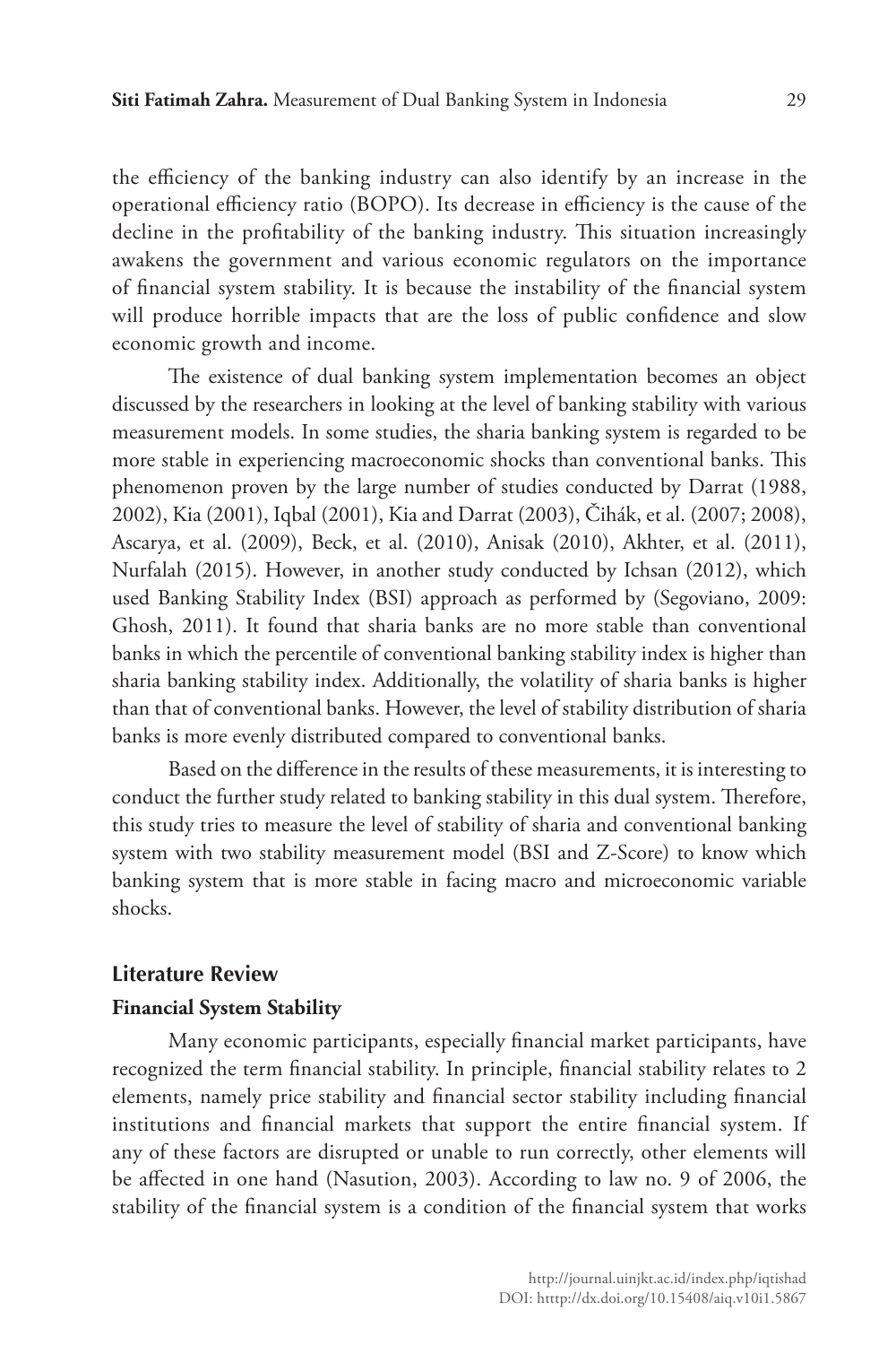the efficiency of the banking industry can also identify by an increase in the operational efficiency ratio (BOPO). Its decrease in efficiency is the cause of the decline in the profitability of the banking industry. This situation increasingly awakens the government and various economic regulators on the importance of financial system stability. It is because the instability of the financial system will produce horrible impacts that are the loss of public confidence and slow economic growth and income.

The existence of dual banking system implementation becomes an object discussed by the researchers in looking at the level of banking stability with various measurement models. In some studies, the sharia banking system is regarded to be more stable in experiencing macroeconomic shocks than conventional banks. This phenomenon proven by the large number of studies conducted by Darrat (1988, 2002), Kia (2001), Iqbal (2001), Kia and Darrat (2003), Čihák, et al. (2007; 2008), Ascarya, et al. (2009), Beck, et al. (2010), Anisak (2010), Akhter, et al. (2011), Nurfalah (2015). However, in another study conducted by Ichsan (2012), which used Banking Stability Index (BSI) approach as performed by (Segoviano, 2009: Ghosh, 2011). It found that sharia banks are no more stable than conventional banks in which the percentile of conventional banking stability index is higher than sharia banking stability index. Additionally, the volatility of sharia banks is higher than that of conventional banks. However, the level of stability distribution of sharia banks is more evenly distributed compared to conventional banks.

Based on the difference in the results of these measurements, it is interesting to conduct the further study related to banking stability in this dual system. Therefore, this study tries to measure the level of stability of sharia and conventional banking system with two stability measurement model (BSI and Z-Score) to know which banking system that is more stable in facing macro and microeconomic variable shocks.

## Literature Review

### Financial System Stability

Many economic participants, especially financial market participants, have recognized the term financial stability. In principle, financial stability relates to 2 elements, namely price stability and financial sector stability including financial institutions and financial markets that support the entire financial system. If any of these factors are disrupted or unable to run correctly, other elements will be affected in one hand (Nasution, 2003). According to law no. 9 of 2006, the stability of the financial system is a condition of the financial system that works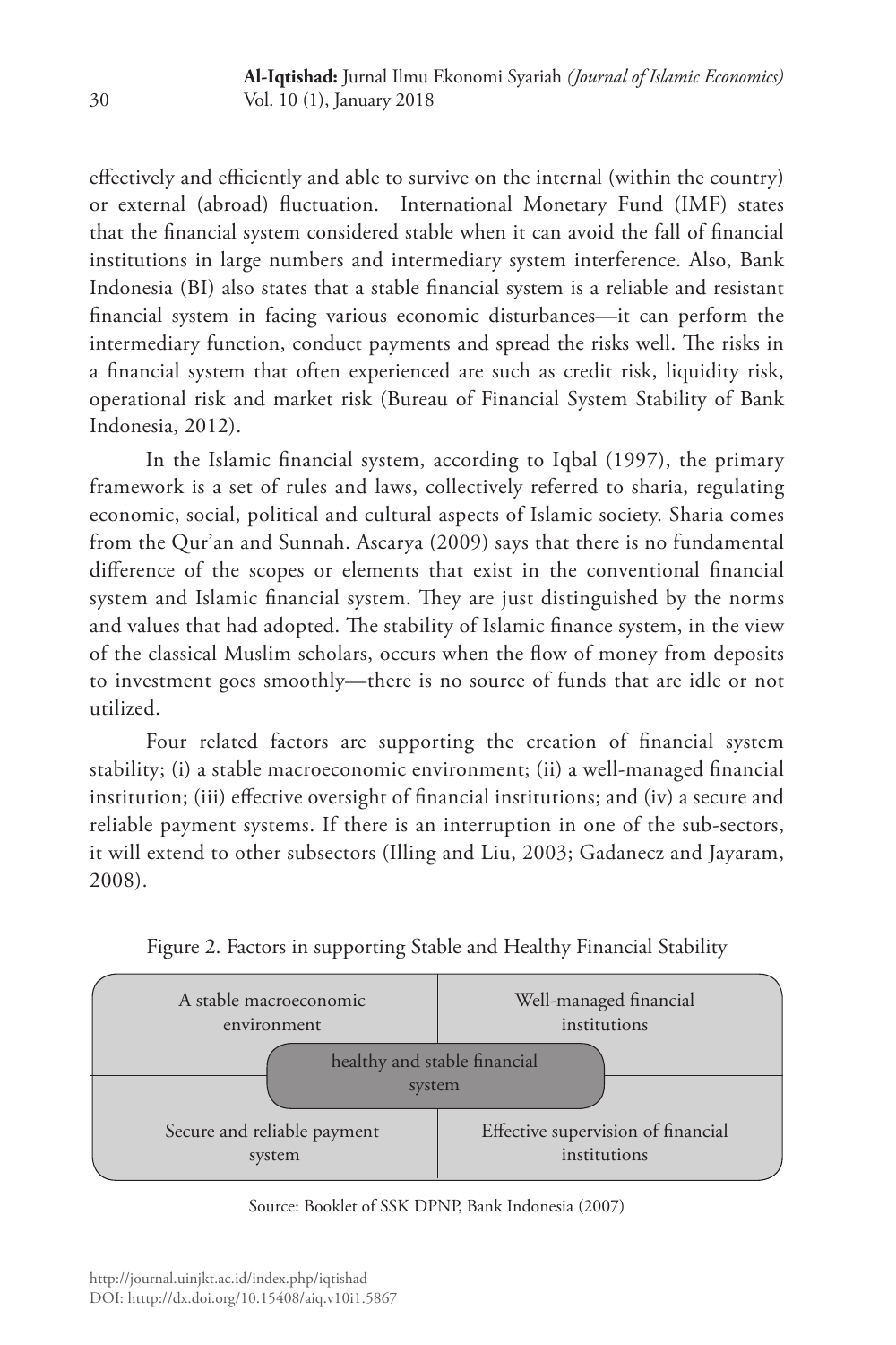effectively and efficiently and able to survive on the internal (within the country) or external (abroad) fluctuation. International Monetary Fund (IMF) states that the financial system considered stable when it can avoid the fall of financial institutions in large numbers and intermediary system interference. Also, Bank Indonesia (BI) also states that a stable financial system is a reliable and resistant financial system in facing various economic disturbances—it can perform the intermediary function, conduct payments and spread the risks well. The risks in a financial system that often experienced are such as credit risk, liquidity risk, operational risk and market risk (Bureau of Financial System Stability of Bank Indonesia, 2012).

In the Islamic financial system, according to Iqbal (1997), the primary framework is a set of rules and laws, collectively referred to sharia, regulating economic, social, political and cultural aspects of Islamic society. Sharia comes from the Qur'an and Sunnah. Ascarya (2009) says that there is no fundamental difference of the scopes or elements that exist in the conventional financial system and Islamic financial system. They are just distinguished by the norms and values that had adopted. The stability of Islamic finance system, in the view of the classical Muslim scholars, occurs when the flow of money from deposits to investment goes smoothly—there is no source of funds that are idle or not utilized.

Four related factors are supporting the creation of financial system stability; (i) a stable macroeconomic environment; (ii) a well-managed financial institution; (iii) effective oversight of financial institutions; and (iv) a secure and reliable payment systems. If there is an interruption in one of the sub-sectors, it will extend to other subsectors (Illing and Liu, 2003; Gadanecz and Jayaram, 2008).

Figure 2. Factors in supporting Stable and Healthy Financial Stability

| A stable macroeconomic environment | Well-managed financial institutions |
|---|---|
| **healthy and stable financial system** | |
| Secure and reliable payment system | Effective supervision of financial institutions |

Source: Booklet of SSK DPNP, Bank Indonesia (2007)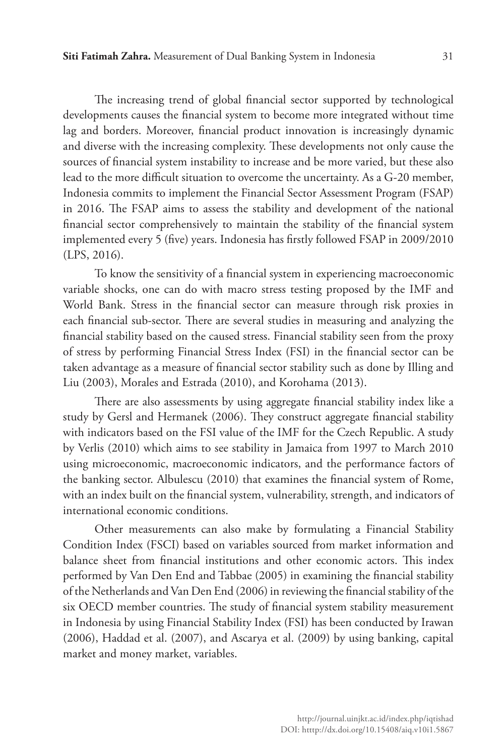The increasing trend of global financial sector supported by technological developments causes the financial system to become more integrated without time lag and borders. Moreover, financial product innovation is increasingly dynamic and diverse with the increasing complexity. These developments not only cause the sources of financial system instability to increase and be more varied, but these also lead to the more difficult situation to overcome the uncertainty. As a G-20 member, Indonesia commits to implement the Financial Sector Assessment Program (FSAP) in 2016. The FSAP aims to assess the stability and development of the national financial sector comprehensively to maintain the stability of the financial system implemented every 5 (five) years. Indonesia has firstly followed FSAP in 2009/2010 (LPS, 2016).

To know the sensitivity of a financial system in experiencing macroeconomic variable shocks, one can do with macro stress testing proposed by the IMF and World Bank. Stress in the financial sector can measure through risk proxies in each financial sub-sector. There are several studies in measuring and analyzing the financial stability based on the caused stress. Financial stability seen from the proxy of stress by performing Financial Stress Index (FSI) in the financial sector can be taken advantage as a measure of financial sector stability such as done by Illing and Liu (2003), Morales and Estrada (2010), and Korohama (2013).

There are also assessments by using aggregate financial stability index like a study by Gersl and Hermanek (2006). They construct aggregate financial stability with indicators based on the FSI value of the IMF for the Czech Republic. A study by Verlis (2010) which aims to see stability in Jamaica from 1997 to March 2010 using microeconomic, macroeconomic indicators, and the performance factors of the banking sector. Albulescu (2010) that examines the financial system of Rome, with an index built on the financial system, vulnerability, strength, and indicators of international economic conditions.

Other measurements can also make by formulating a Financial Stability Condition Index (FSCI) based on variables sourced from market information and balance sheet from financial institutions and other economic actors. This index performed by Van Den End and Tabbae (2005) in examining the financial stability of the Netherlands and Van Den End (2006) in reviewing the financial stability of the six OECD member countries. The study of financial system stability measurement in Indonesia by using Financial Stability Index (FSI) has been conducted by Irawan (2006), Haddad et al. (2007), and Ascarya et al. (2009) by using banking, capital market and money market, variables.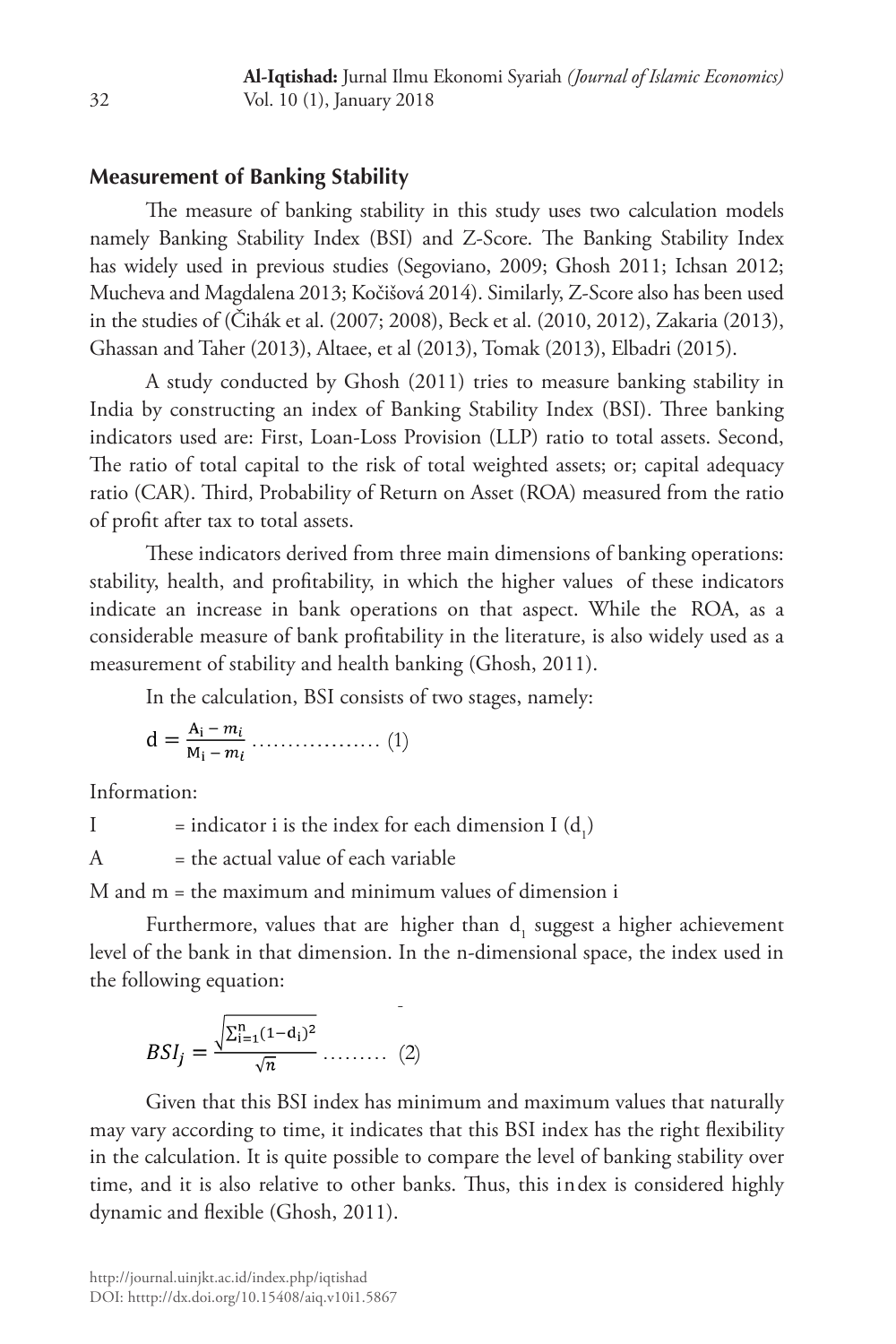## Measurement of Banking Stability

The measure of banking stability in this study uses two calculation models namely Banking Stability Index (BSI) and Z-Score. The Banking Stability Index has widely used in previous studies (Segoviano, 2009; Ghosh 2011; Ichsan 2012; Mucheva and Magdalena 2013; Kočišová 2014). Similarly, Z-Score also has been used in the studies of (Čihák et al. (2007; 2008), Beck et al. (2010, 2012), Zakaria (2013), Ghassan and Taher (2013), Altaee, et al (2013), Tomak (2013), Elbadri (2015).

A study conducted by Ghosh (2011) tries to measure banking stability in India by constructing an index of Banking Stability Index (BSI). Three banking indicators used are: First, Loan-Loss Provision (LLP) ratio to total assets. Second, The ratio of total capital to the risk of total weighted assets; or; capital adequacy ratio (CAR). Third, Probability of Return on Asset (ROA) measured from the ratio of profit after tax to total assets.

These indicators derived from three main dimensions of banking operations: stability, health, and profitability, in which the higher values of these indicators indicate an increase in bank operations on that aspect. While the ROA, as a considerable measure of bank profitability in the literature, is also widely used as a measurement of stability and health banking (Ghosh, 2011).

In the calculation, BSI consists of two stages, namely:

$$\mathrm{d} = \frac{\mathrm{A_i} - m_i}{\mathrm{M_i} - m_i} \quad \text{.................. (1)}$$

Information:

I = indicator i is the index for each dimension I ($d_1$)

A = the actual value of each variable

M and m = the maximum and minimum values of dimension i

Furthermore, values that are higher than $d_1$ suggest a higher achievement level of the bank in that dimension. In the n-dimensional space, the index used in the following equation:

$$BSI_j = \frac{\sqrt{\sum_{i=1}^{n}(1-\mathrm{d_i})^2}}{\sqrt{n}} \quad \text{......... (2)}$$

Given that this BSI index has minimum and maximum values that naturally may vary according to time, it indicates that this BSI index has the right flexibility in the calculation. It is quite possible to compare the level of banking stability over time, and it is also relative to other banks. Thus, this index is considered highly dynamic and flexible (Ghosh, 2011).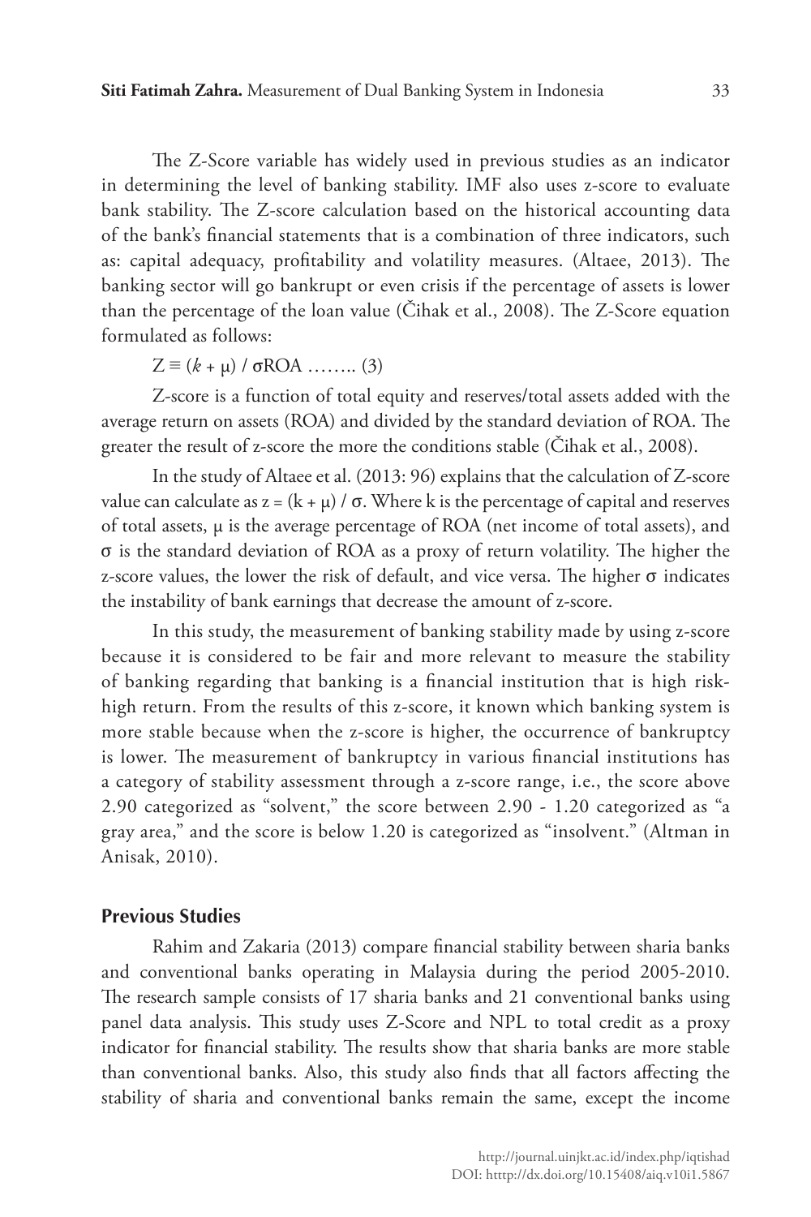The Z-Score variable has widely used in previous studies as an indicator in determining the level of banking stability. IMF also uses z-score to evaluate bank stability. The Z-score calculation based on the historical accounting data of the bank's financial statements that is a combination of three indicators, such as: capital adequacy, profitability and volatility measures. (Altaee, 2013). The banking sector will go bankrupt or even crisis if the percentage of assets is lower than the percentage of the loan value (Čihak et al., 2008). The Z-Score equation formulated as follows:

$$Z \equiv (k + \mu) / \sigma ROA \text{ …….. (3)}$$

Z-score is a function of total equity and reserves/total assets added with the average return on assets (ROA) and divided by the standard deviation of ROA. The greater the result of z-score the more the conditions stable (Čihak et al., 2008).

In the study of Altaee et al. (2013: 96) explains that the calculation of Z-score value can calculate as $z = (k + \mu) / \sigma$. Where k is the percentage of capital and reserves of total assets, $\mu$ is the average percentage of ROA (net income of total assets), and $\sigma$ is the standard deviation of ROA as a proxy of return volatility. The higher the z-score values, the lower the risk of default, and vice versa. The higher $\sigma$ indicates the instability of bank earnings that decrease the amount of z-score.

In this study, the measurement of banking stability made by using z-score because it is considered to be fair and more relevant to measure the stability of banking regarding that banking is a financial institution that is high risk-high return. From the results of this z-score, it known which banking system is more stable because when the z-score is higher, the occurrence of bankruptcy is lower. The measurement of bankruptcy in various financial institutions has a category of stability assessment through a z-score range, i.e., the score above 2.90 categorized as "solvent," the score between 2.90 - 1.20 categorized as "a gray area," and the score is below 1.20 is categorized as "insolvent." (Altman in Anisak, 2010).

### Previous Studies

Rahim and Zakaria (2013) compare financial stability between sharia banks and conventional banks operating in Malaysia during the period 2005-2010. The research sample consists of 17 sharia banks and 21 conventional banks using panel data analysis. This study uses Z-Score and NPL to total credit as a proxy indicator for financial stability. The results show that sharia banks are more stable than conventional banks. Also, this study also finds that all factors affecting the stability of sharia and conventional banks remain the same, except the income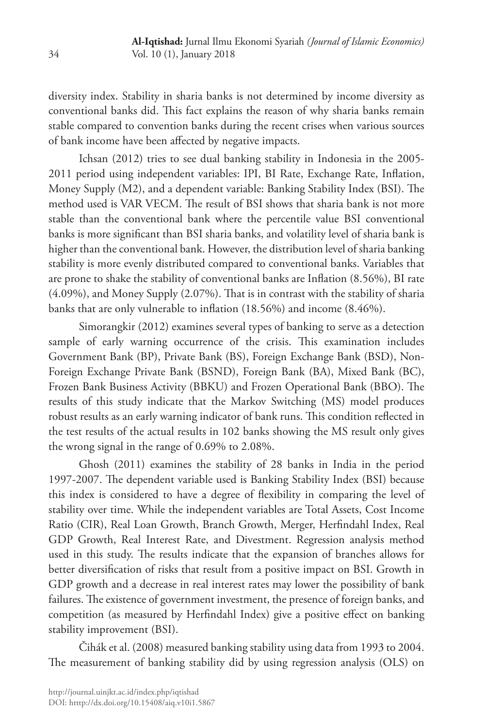diversity index. Stability in sharia banks is not determined by income diversity as conventional banks did. This fact explains the reason of why sharia banks remain stable compared to convention banks during the recent crises when various sources of bank income have been affected by negative impacts.

Ichsan (2012) tries to see dual banking stability in Indonesia in the 2005-2011 period using independent variables: IPI, BI Rate, Exchange Rate, Inflation, Money Supply (M2), and a dependent variable: Banking Stability Index (BSI). The method used is VAR VECM. The result of BSI shows that sharia bank is not more stable than the conventional bank where the percentile value BSI conventional banks is more significant than BSI sharia banks, and volatility level of sharia bank is higher than the conventional bank. However, the distribution level of sharia banking stability is more evenly distributed compared to conventional banks. Variables that are prone to shake the stability of conventional banks are Inflation (8.56%), BI rate (4.09%), and Money Supply (2.07%). That is in contrast with the stability of sharia banks that are only vulnerable to inflation (18.56%) and income (8.46%).

Simorangkir (2012) examines several types of banking to serve as a detection sample of early warning occurrence of the crisis. This examination includes Government Bank (BP), Private Bank (BS), Foreign Exchange Bank (BSD), Non-Foreign Exchange Private Bank (BSND), Foreign Bank (BA), Mixed Bank (BC), Frozen Bank Business Activity (BBKU) and Frozen Operational Bank (BBO). The results of this study indicate that the Markov Switching (MS) model produces robust results as an early warning indicator of bank runs. This condition reflected in the test results of the actual results in 102 banks showing the MS result only gives the wrong signal in the range of 0.69% to 2.08%.

Ghosh (2011) examines the stability of 28 banks in India in the period 1997-2007. The dependent variable used is Banking Stability Index (BSI) because this index is considered to have a degree of flexibility in comparing the level of stability over time. While the independent variables are Total Assets, Cost Income Ratio (CIR), Real Loan Growth, Branch Growth, Merger, Herfindahl Index, Real GDP Growth, Real Interest Rate, and Divestment. Regression analysis method used in this study. The results indicate that the expansion of branches allows for better diversification of risks that result from a positive impact on BSI. Growth in GDP growth and a decrease in real interest rates may lower the possibility of bank failures. The existence of government investment, the presence of foreign banks, and competition (as measured by Herfindahl Index) give a positive effect on banking stability improvement (BSI).

Čihák et al. (2008) measured banking stability using data from 1993 to 2004. The measurement of banking stability did by using regression analysis (OLS) on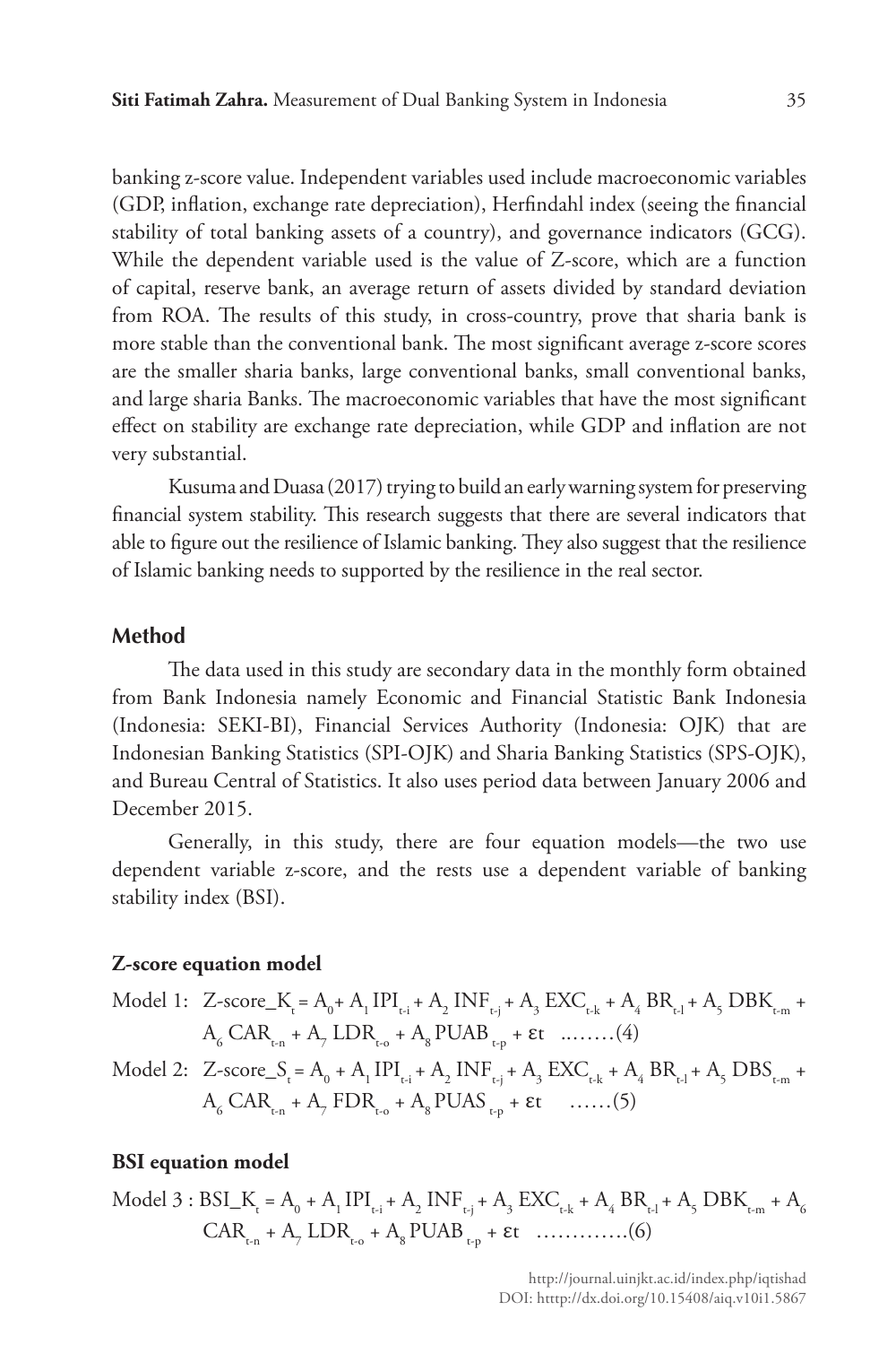banking z-score value. Independent variables used include macroeconomic variables (GDP, inflation, exchange rate depreciation), Herfindahl index (seeing the financial stability of total banking assets of a country), and governance indicators (GCG). While the dependent variable used is the value of Z-score, which are a function of capital, reserve bank, an average return of assets divided by standard deviation from ROA. The results of this study, in cross-country, prove that sharia bank is more stable than the conventional bank. The most significant average z-score scores are the smaller sharia banks, large conventional banks, small conventional banks, and large sharia Banks. The macroeconomic variables that have the most significant effect on stability are exchange rate depreciation, while GDP and inflation are not very substantial.

Kusuma and Duasa (2017) trying to build an early warning system for preserving financial system stability. This research suggests that there are several indicators that able to figure out the resilience of Islamic banking. They also suggest that the resilience of Islamic banking needs to supported by the resilience in the real sector.

## Method

The data used in this study are secondary data in the monthly form obtained from Bank Indonesia namely Economic and Financial Statistic Bank Indonesia (Indonesia: SEKI-BI), Financial Services Authority (Indonesia: OJK) that are Indonesian Banking Statistics (SPI-OJK) and Sharia Banking Statistics (SPS-OJK), and Bureau Central of Statistics. It also uses period data between January 2006 and December 2015.

Generally, in this study, there are four equation models—the two use dependent variable z-score, and the rests use a dependent variable of banking stability index (BSI).

### Z-score equation model

Model 1: $\text{Z-score\_K}_t = A_0 + A_1\,IPI_{t-i} + A_2\,INF_{t-j} + A_3\,EXC_{t-k} + A_4\,BR_{t-l} + A_5\,DBK_{t-m} + A_6\,CAR_{t-n} + A_7\,LDR_{t-o} + A_8\,PUAB_{t-p} + \varepsilon t$ ........(4)

Model 2: $\text{Z-score\_S}_t = A_0 + A_1\,IPI_{t-i} + A_2\,INF_{t-j} + A_3\,EXC_{t-k} + A_4\,BR_{t-l} + A_5\,DBS_{t-m} + A_6\,CAR_{t-n} + A_7\,FDR_{t-o} + A_8\,PUAS_{t-p} + \varepsilon t$ ......(5)

### BSI equation model

Model 3 : $BSI\_K_t = A_0 + A_1\,IPI_{t-i} + A_2\,INF_{t-j} + A_3\,EXC_{t-k} + A_4\,BR_{t-l} + A_5\,DBK_{t-m} + A_6\,CAR_{t-n} + A_7\,LDR_{t-o} + A_8\,PUAB_{t-p} + \varepsilon t$ .............(6)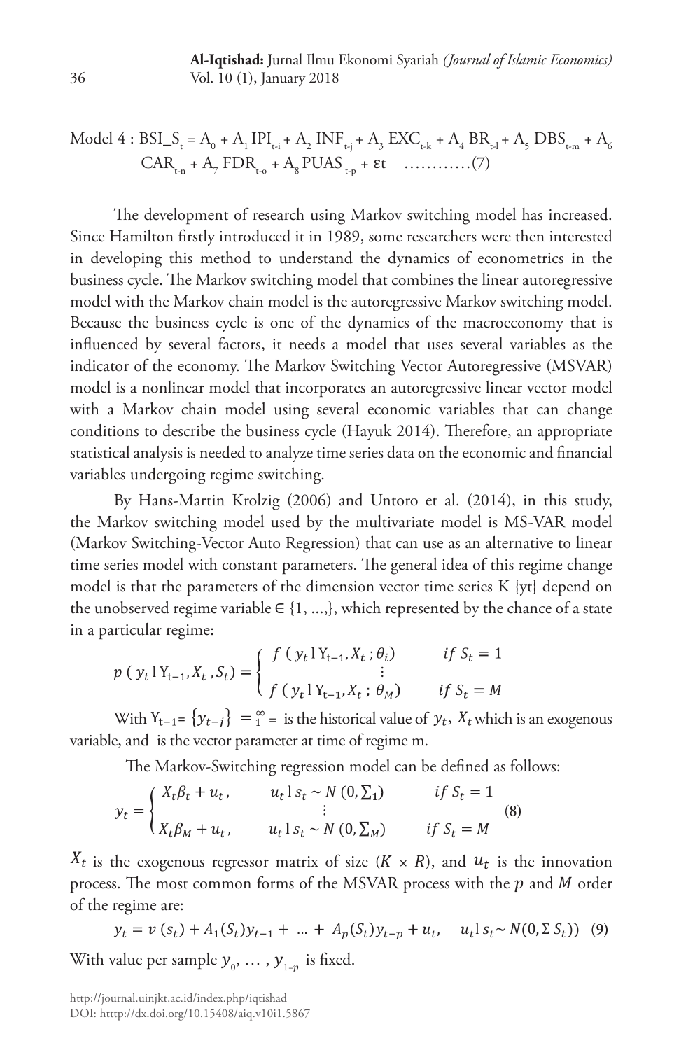$$\text{Model 4}: BSI\_S_t = A_0 + A_1\, IPI_{t-i} + A_2\, INF_{t-j} + A_3\, EXC_{t-k} + A_4\, BR_{t-l} + A_5\, DBS_{t-m} + A_6\, CAR_{t-n} + A_7\, FDR_{t-o} + A_8\, PUAS_{t-p} + \varepsilon t \quad \ldots\ldots\ldots\ldots(7)$$

The development of research using Markov switching model has increased. Since Hamilton firstly introduced it in 1989, some researchers were then interested in developing this method to understand the dynamics of econometrics in the business cycle. The Markov switching model that combines the linear autoregressive model with the Markov chain model is the autoregressive Markov switching model. Because the business cycle is one of the dynamics of the macroeconomy that is influenced by several factors, it needs a model that uses several variables as the indicator of the economy. The Markov Switching Vector Autoregressive (MSVAR) model is a nonlinear model that incorporates an autoregressive linear vector model with a Markov chain model using several economic variables that can change conditions to describe the business cycle (Hayuk 2014). Therefore, an appropriate statistical analysis is needed to analyze time series data on the economic and financial variables undergoing regime switching.

By Hans-Martin Krolzig (2006) and Untoro et al. (2014), in this study, the Markov switching model used by the multivariate model is MS-VAR model (Markov Switching-Vector Auto Regression) that can use as an alternative to linear time series model with constant parameters. The general idea of this regime change model is that the parameters of the dimension vector time series K {yt} depend on the unobserved regime variable ∈ {1, ...,}, which represented by the chance of a state in a particular regime:

$$p\,(y_t \mid Y_{t-1}, X_t, S_t) = \begin{cases} f\,(y_t \mid Y_{t-1}, X_t\,; \theta_i) & if\ S_t = 1 \\ \vdots & \\ f\,(y_t \mid Y_{t-1}, X_t\,; \theta_M) & if\ S_t = M \end{cases}$$

With $Y_{t-1} = \{y_{t-j}\} = {}_1^\infty =$ is the historical value of $y_t$, $X_t$ which is an exogenous variable, and is the vector parameter at time of regime m.

The Markov-Switching regression model can be defined as follows:

$$y_t = \begin{cases} X_t\beta_t + u_t, & u_t \mid s_t \sim N\,(0, \textstyle\sum_1) & if\ S_t = 1 \\ & \vdots & \\ X_t\beta_M + u_t, & u_t \mid s_t \sim N\,(0, \textstyle\sum_M) & if\ S_t = M \end{cases} \quad (8)$$

$X_t$ is the exogenous regressor matrix of size $(K \times R)$, and $u_t$ is the innovation process. The most common forms of the MSVAR process with the $p$ and $M$ order of the regime are:

$$y_t = v\,(s_t) + A_1(S_t)y_{t-1} + \ldots + A_p(S_t)y_{t-p} + u_t, \quad u_t \mid s_t \sim N(0, \Sigma\, S_t)) \quad (9)$$

With value per sample $y_0, \ldots, y_{1-p}$ is fixed.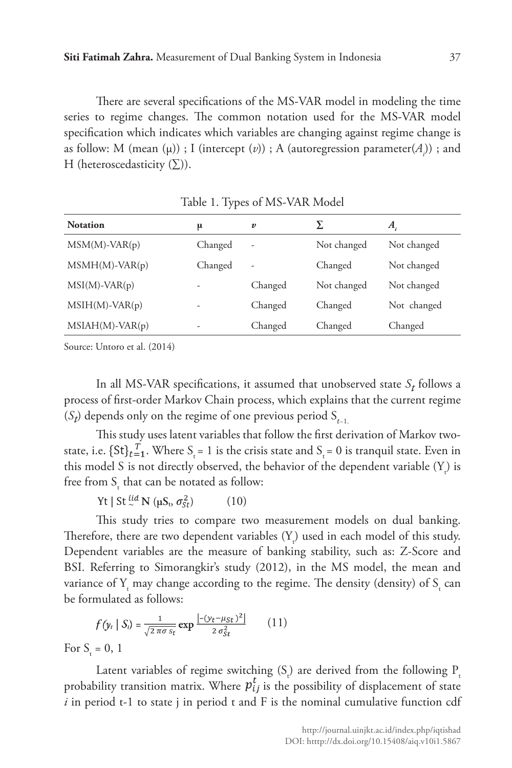There are several specifications of the MS-VAR model in modeling the time series to regime changes. The common notation used for the MS-VAR model specification which indicates which variables are changing against regime change is as follow: M (mean (μ)) ; I (intercept ($v$)) ; A (autoregression parameter($A_i$)) ; and H (heteroscedasticity (∑)).

Table 1. Types of MS-VAR Model

| Notation | μ | $v$ | ∑ | $A_i$ |
|---|---|---|---|---|
| MSM(M)-VAR(p) | Changed | - | Not changed | Not changed |
| MSMH(M)-VAR(p) | Changed | - | Changed | Not changed |
| MSI(M)-VAR(p) | - | Changed | Not changed | Not changed |
| MSIH(M)-VAR(p) | - | Changed | Changed | Not changed |
| MSIAH(M)-VAR(p) | - | Changed | Changed | Changed |

Source: Untoro et al. (2014)

In all MS-VAR specifications, it assumed that unobserved state $S_t$ follows a process of first-order Markov Chain process, which explains that the current regime ($S_t$) depends only on the regime of one previous period $S_{t-1.}$

This study uses latent variables that follow the first derivation of Markov two-state, i.e. $\{St\}_{t=1}^{T}$. Where $S_t = 1$ is the crisis state and $S_t = 0$ is tranquil state. Even in this model S is not directly observed, the behavior of the dependent variable ($Y_t$) is free from $S_t$ that can be notated as follow:

$$Yt \mid St \overset{iid}{\sim} N\,(\mu S_t, \sigma_{St}^2) \qquad (10)$$

This study tries to compare two measurement models on dual banking. Therefore, there are two dependent variables ($Y_t$) used in each model of this study. Dependent variables are the measure of banking stability, such as: Z-Score and BSI. Referring to Simorangkir's study (2012), in the MS model, the mean and variance of $Y_t$ may change according to the regime. The density (density) of $S_t$ can be formulated as follows:

$$f(y_t \mid S_t) = \frac{1}{\sqrt{2\,\pi\sigma\,s_t}} \exp \frac{\left[-(y_t-\mu_{St})^2\right]}{2\,\sigma_{St}^2} \qquad (11)$$

For $S_t = 0, 1$

Latent variables of regime switching ($S_t$) are derived from the following $P_t$ probability transition matrix. Where $p_{ij}^{t}$ is the possibility of displacement of state $i$ in period t-1 to state j in period t and F is the nominal cumulative function cdf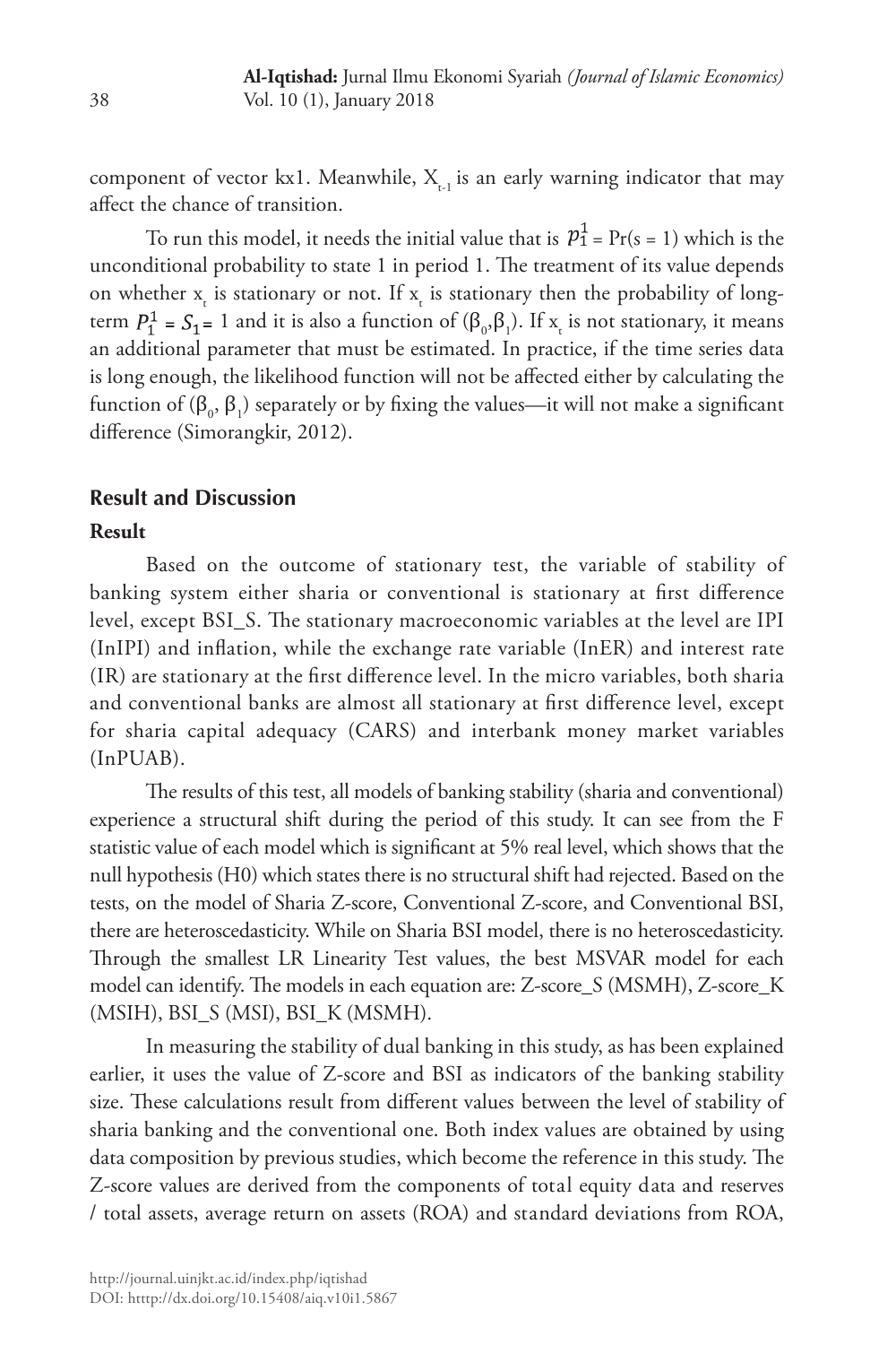component of vector kx1. Meanwhile, $X_{t-1}$ is an early warning indicator that may affect the chance of transition.

To run this model, it needs the initial value that is $p_1^1 = \Pr(s = 1)$ which is the unconditional probability to state 1 in period 1. The treatment of its value depends on whether $x_t$ is stationary or not. If $x_t$ is stationary then the probability of long-term $P_1^1 = S_1 = 1$ and it is also a function of $(\beta_0, \beta_1)$. If $x_t$ is not stationary, it means an additional parameter that must be estimated. In practice, if the time series data is long enough, the likelihood function will not be affected either by calculating the function of $(\beta_0, \beta_1)$ separately or by fixing the values—it will not make a significant difference (Simorangkir, 2012).

## Result and Discussion

### Result

Based on the outcome of stationary test, the variable of stability of banking system either sharia or conventional is stationary at first difference level, except BSI_S. The stationary macroeconomic variables at the level are IPI (InIPI) and inflation, while the exchange rate variable (InER) and interest rate (IR) are stationary at the first difference level. In the micro variables, both sharia and conventional banks are almost all stationary at first difference level, except for sharia capital adequacy (CARS) and interbank money market variables (InPUAB).

The results of this test, all models of banking stability (sharia and conventional) experience a structural shift during the period of this study. It can see from the F statistic value of each model which is significant at 5% real level, which shows that the null hypothesis (H0) which states there is no structural shift had rejected. Based on the tests, on the model of Sharia Z-score, Conventional Z-score, and Conventional BSI, there are heteroscedasticity. While on Sharia BSI model, there is no heteroscedasticity. Through the smallest LR Linearity Test values, the best MSVAR model for each model can identify. The models in each equation are: Z-score_S (MSMH), Z-score_K (MSIH), BSI_S (MSI), BSI_K (MSMH).

In measuring the stability of dual banking in this study, as has been explained earlier, it uses the value of Z-score and BSI as indicators of the banking stability size. These calculations result from different values between the level of stability of sharia banking and the conventional one. Both index values are obtained by using data composition by previous studies, which become the reference in this study. The Z-score values are derived from the components of total equity data and reserves / total assets, average return on assets (ROA) and standard deviations from ROA,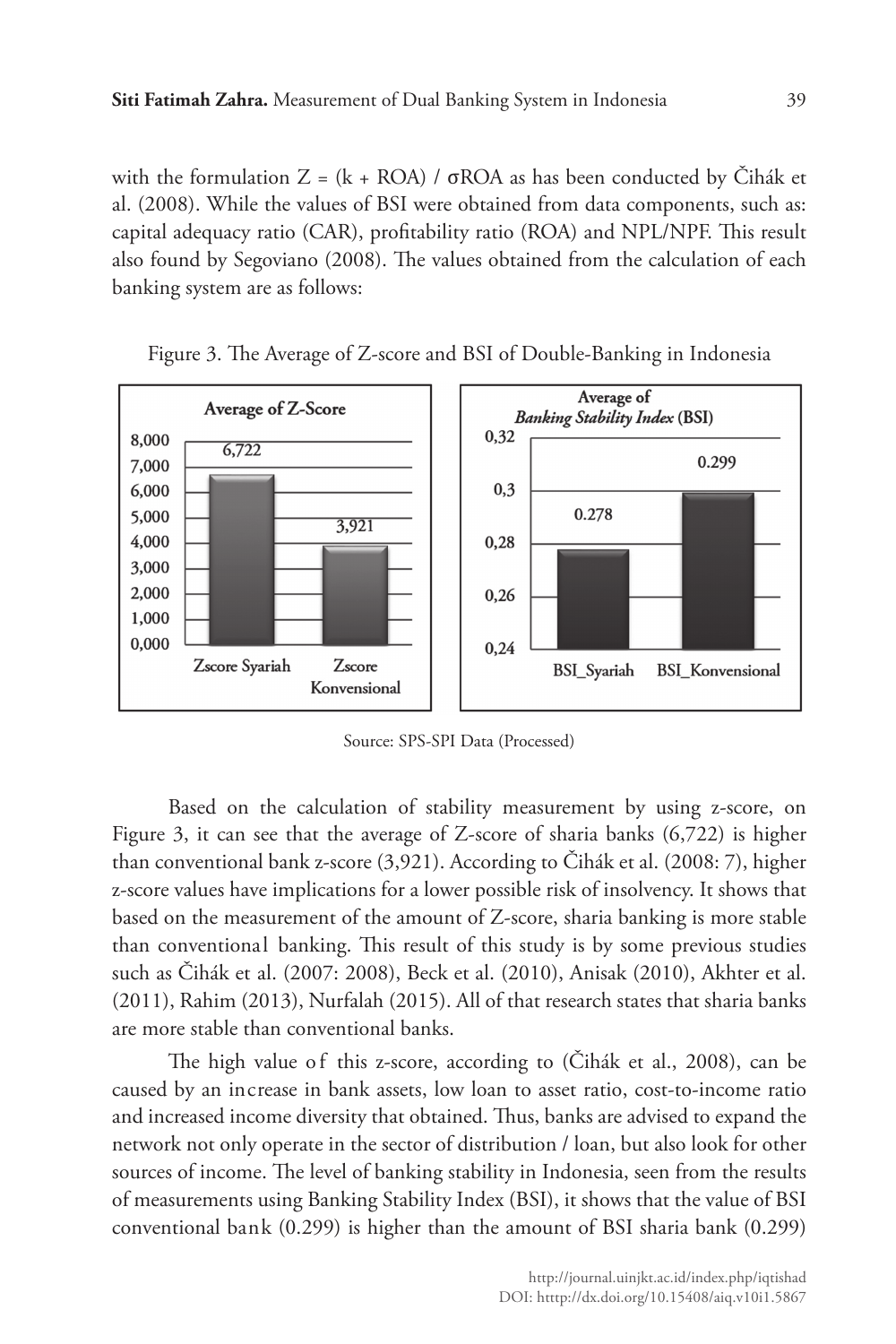with the formulation $Z = (k + ROA) / \sigma ROA$ as has been conducted by Čihák et al. (2008). While the values of BSI were obtained from data components, such as: capital adequacy ratio (CAR), profitability ratio (ROA) and NPL/NPF. This result also found by Segoviano (2008). The values obtained from the calculation of each banking system are as follows:

Figure 3. The Average of Z-score and BSI of Double-Banking in Indonesia

| Average of Z-Score | |
|---|---|
| Zscore Syariah | 6,722 |
| Zscore Konvensional | 3,921 |

| Average of *Banking Stability Index* (BSI) | |
|---|---|
| BSI_Syariah | 0.278 |
| BSI_Konvensional | 0.299 |

Source: SPS-SPI Data (Processed)

Based on the calculation of stability measurement by using z-score, on Figure 3, it can see that the average of Z-score of sharia banks (6,722) is higher than conventional bank z-score (3,921). According to Čihák et al. (2008: 7), higher z-score values have implications for a lower possible risk of insolvency. It shows that based on the measurement of the amount of Z-score, sharia banking is more stable than conventional banking. This result of this study is by some previous studies such as Čihák et al. (2007: 2008), Beck et al. (2010), Anisak (2010), Akhter et al. (2011), Rahim (2013), Nurfalah (2015). All of that research states that sharia banks are more stable than conventional banks.

The high value of this z-score, according to (Čihák et al., 2008), can be caused by an increase in bank assets, low loan to asset ratio, cost-to-income ratio and increased income diversity that obtained. Thus, banks are advised to expand the network not only operate in the sector of distribution / loan, but also look for other sources of income. The level of banking stability in Indonesia, seen from the results of measurements using Banking Stability Index (BSI), it shows that the value of BSI conventional bank (0.299) is higher than the amount of BSI sharia bank (0.299)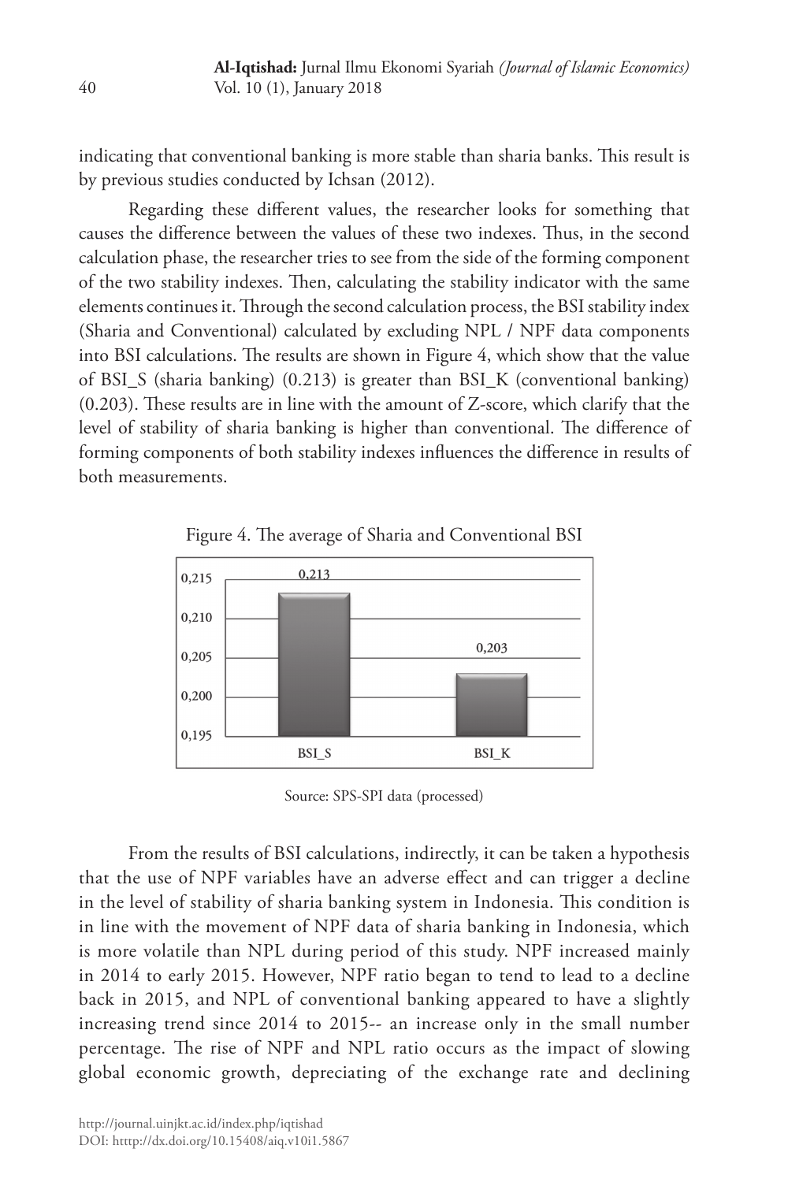indicating that conventional banking is more stable than sharia banks. This result is by previous studies conducted by Ichsan (2012).

Regarding these different values, the researcher looks for something that causes the difference between the values of these two indexes. Thus, in the second calculation phase, the researcher tries to see from the side of the forming component of the two stability indexes. Then, calculating the stability indicator with the same elements continues it. Through the second calculation process, the BSI stability index (Sharia and Conventional) calculated by excluding NPL / NPF data components into BSI calculations. The results are shown in Figure 4, which show that the value of BSI_S (sharia banking) (0.213) is greater than BSI_K (conventional banking) (0.203). These results are in line with the amount of Z-score, which clarify that the level of stability of sharia banking is higher than conventional. The difference of forming components of both stability indexes influences the difference in results of both measurements.

Figure 4. The average of Sharia and Conventional BSI

| | BSI_S | BSI_K |
|---|---|---|
| Average | 0,213 | 0,203 |

Source: SPS-SPI data (processed)

From the results of BSI calculations, indirectly, it can be taken a hypothesis that the use of NPF variables have an adverse effect and can trigger a decline in the level of stability of sharia banking system in Indonesia. This condition is in line with the movement of NPF data of sharia banking in Indonesia, which is more volatile than NPL during period of this study. NPF increased mainly in 2014 to early 2015. However, NPF ratio began to tend to lead to a decline back in 2015, and NPL of conventional banking appeared to have a slightly increasing trend since 2014 to 2015-- an increase only in the small number percentage. The rise of NPF and NPL ratio occurs as the impact of slowing global economic growth, depreciating of the exchange rate and declining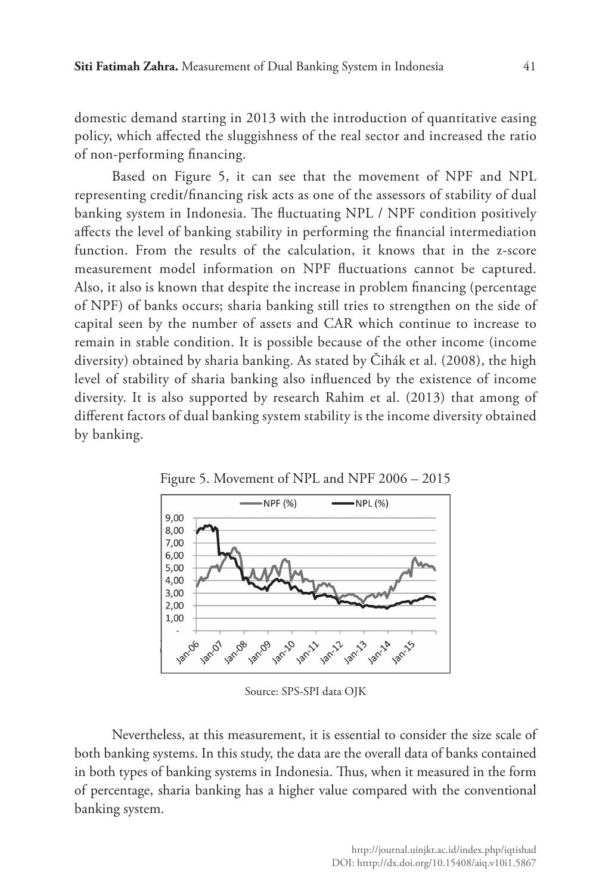domestic demand starting in 2013 with the introduction of quantitative easing policy, which affected the sluggishness of the real sector and increased the ratio of non-performing financing.

Based on Figure 5, it can see that the movement of NPF and NPL representing credit/financing risk acts as one of the assessors of stability of dual banking system in Indonesia. The fluctuating NPL / NPF condition positively affects the level of banking stability in performing the financial intermediation function. From the results of the calculation, it knows that in the z-score measurement model information on NPF fluctuations cannot be captured. Also, it also is known that despite the increase in problem financing (percentage of NPF) of banks occurs; sharia banking still tries to strengthen on the side of capital seen by the number of assets and CAR which continue to increase to remain in stable condition. It is possible because of the other income (income diversity) obtained by sharia banking. As stated by Čihák et al. (2008), the high level of stability of sharia banking also influenced by the existence of income diversity. It is also supported by research Rahim et al. (2013) that among of different factors of dual banking system stability is the income diversity obtained by banking.

Figure 5. Movement of NPL and NPF 2006 – 2015

Source: SPS-SPI data OJK

Nevertheless, at this measurement, it is essential to consider the size scale of both banking systems. In this study, the data are the overall data of banks contained in both types of banking systems in Indonesia. Thus, when it measured in the form of percentage, sharia banking has a higher value compared with the conventional banking system.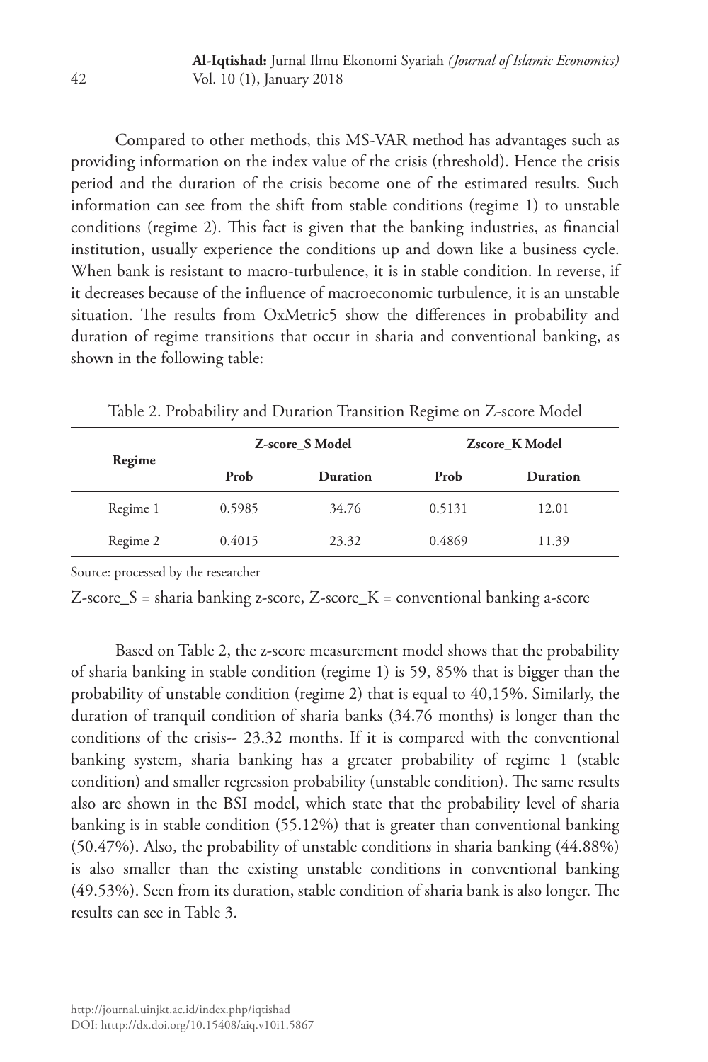Compared to other methods, this MS-VAR method has advantages such as providing information on the index value of the crisis (threshold). Hence the crisis period and the duration of the crisis become one of the estimated results. Such information can see from the shift from stable conditions (regime 1) to unstable conditions (regime 2). This fact is given that the banking industries, as financial institution, usually experience the conditions up and down like a business cycle. When bank is resistant to macro-turbulence, it is in stable condition. In reverse, if it decreases because of the influence of macroeconomic turbulence, it is an unstable situation. The results from OxMetric5 show the differences in probability and duration of regime transitions that occur in sharia and conventional banking, as shown in the following table:

Table 2. Probability and Duration Transition Regime on Z-score Model

| Regime | Z-score_S Model | | Zscore_K Model | |
|---|---|---|---|---|
| | Prob | Duration | Prob | Duration |
| Regime 1 | 0.5985 | 34.76 | 0.5131 | 12.01 |
| Regime 2 | 0.4015 | 23.32 | 0.4869 | 11.39 |

Source: processed by the researcher

Z-score_S = sharia banking z-score, Z-score_K = conventional banking a-score

Based on Table 2, the z-score measurement model shows that the probability of sharia banking in stable condition (regime 1) is 59, 85% that is bigger than the probability of unstable condition (regime 2) that is equal to 40,15%. Similarly, the duration of tranquil condition of sharia banks (34.76 months) is longer than the conditions of the crisis-- 23.32 months. If it is compared with the conventional banking system, sharia banking has a greater probability of regime 1 (stable condition) and smaller regression probability (unstable condition). The same results also are shown in the BSI model, which state that the probability level of sharia banking is in stable condition (55.12%) that is greater than conventional banking (50.47%). Also, the probability of unstable conditions in sharia banking (44.88%) is also smaller than the existing unstable conditions in conventional banking (49.53%). Seen from its duration, stable condition of sharia bank is also longer. The results can see in Table 3.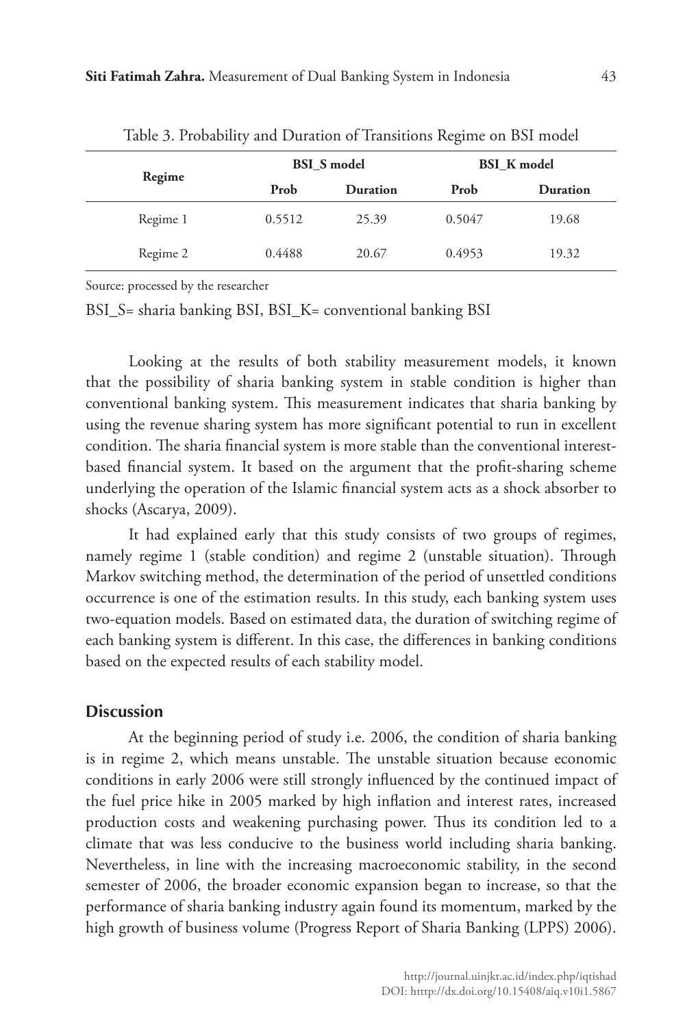Table 3. Probability and Duration of Transitions Regime on BSI model

| Regime | BSI_S model | | BSI_K model | |
|---|---|---|---|---|
| | Prob | Duration | Prob | Duration |
| Regime 1 | 0.5512 | 25.39 | 0.5047 | 19.68 |
| Regime 2 | 0.4488 | 20.67 | 0.4953 | 19.32 |

Source: processed by the researcher

BSI_S= sharia banking BSI, BSI_K= conventional banking BSI

Looking at the results of both stability measurement models, it known that the possibility of sharia banking system in stable condition is higher than conventional banking system. This measurement indicates that sharia banking by using the revenue sharing system has more significant potential to run in excellent condition. The sharia financial system is more stable than the conventional interest-based financial system. It based on the argument that the profit-sharing scheme underlying the operation of the Islamic financial system acts as a shock absorber to shocks (Ascarya, 2009).

It had explained early that this study consists of two groups of regimes, namely regime 1 (stable condition) and regime 2 (unstable situation). Through Markov switching method, the determination of the period of unsettled conditions occurrence is one of the estimation results. In this study, each banking system uses two-equation models. Based on estimated data, the duration of switching regime of each banking system is different. In this case, the differences in banking conditions based on the expected results of each stability model.

## Discussion

At the beginning period of study i.e. 2006, the condition of sharia banking is in regime 2, which means unstable. The unstable situation because economic conditions in early 2006 were still strongly influenced by the continued impact of the fuel price hike in 2005 marked by high inflation and interest rates, increased production costs and weakening purchasing power. Thus its condition led to a climate that was less conducive to the business world including sharia banking. Nevertheless, in line with the increasing macroeconomic stability, in the second semester of 2006, the broader economic expansion began to increase, so that the performance of sharia banking industry again found its momentum, marked by the high growth of business volume (Progress Report of Sharia Banking (LPPS) 2006).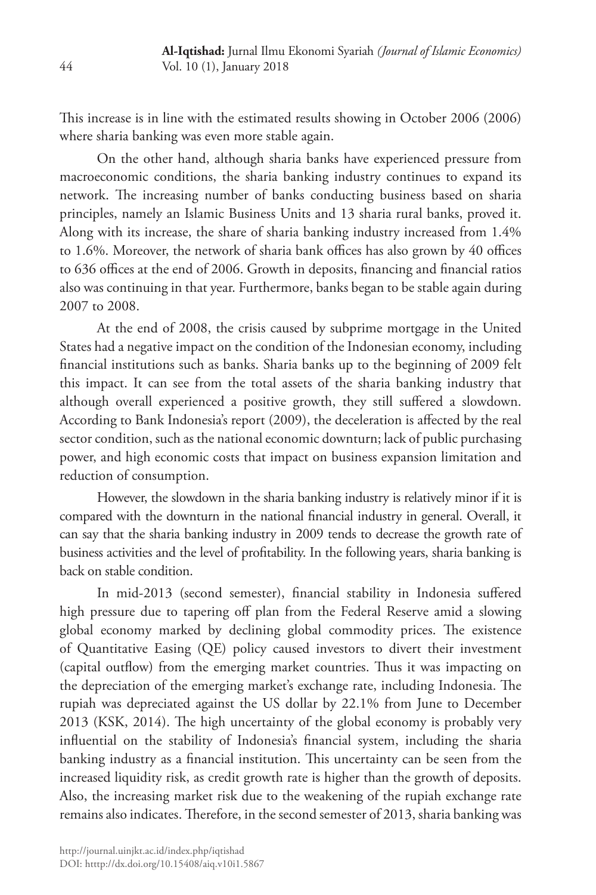This increase is in line with the estimated results showing in October 2006 (2006) where sharia banking was even more stable again.

On the other hand, although sharia banks have experienced pressure from macroeconomic conditions, the sharia banking industry continues to expand its network. The increasing number of banks conducting business based on sharia principles, namely an Islamic Business Units and 13 sharia rural banks, proved it. Along with its increase, the share of sharia banking industry increased from 1.4% to 1.6%. Moreover, the network of sharia bank offices has also grown by 40 offices to 636 offices at the end of 2006. Growth in deposits, financing and financial ratios also was continuing in that year. Furthermore, banks began to be stable again during 2007 to 2008.

At the end of 2008, the crisis caused by subprime mortgage in the United States had a negative impact on the condition of the Indonesian economy, including financial institutions such as banks. Sharia banks up to the beginning of 2009 felt this impact. It can see from the total assets of the sharia banking industry that although overall experienced a positive growth, they still suffered a slowdown. According to Bank Indonesia's report (2009), the deceleration is affected by the real sector condition, such as the national economic downturn; lack of public purchasing power, and high economic costs that impact on business expansion limitation and reduction of consumption.

However, the slowdown in the sharia banking industry is relatively minor if it is compared with the downturn in the national financial industry in general. Overall, it can say that the sharia banking industry in 2009 tends to decrease the growth rate of business activities and the level of profitability. In the following years, sharia banking is back on stable condition.

In mid-2013 (second semester), financial stability in Indonesia suffered high pressure due to tapering off plan from the Federal Reserve amid a slowing global economy marked by declining global commodity prices. The existence of Quantitative Easing (QE) policy caused investors to divert their investment (capital outflow) from the emerging market countries. Thus it was impacting on the depreciation of the emerging market's exchange rate, including Indonesia. The rupiah was depreciated against the US dollar by 22.1% from June to December 2013 (KSK, 2014). The high uncertainty of the global economy is probably very influential on the stability of Indonesia's financial system, including the sharia banking industry as a financial institution. This uncertainty can be seen from the increased liquidity risk, as credit growth rate is higher than the growth of deposits. Also, the increasing market risk due to the weakening of the rupiah exchange rate remains also indicates. Therefore, in the second semester of 2013, sharia banking was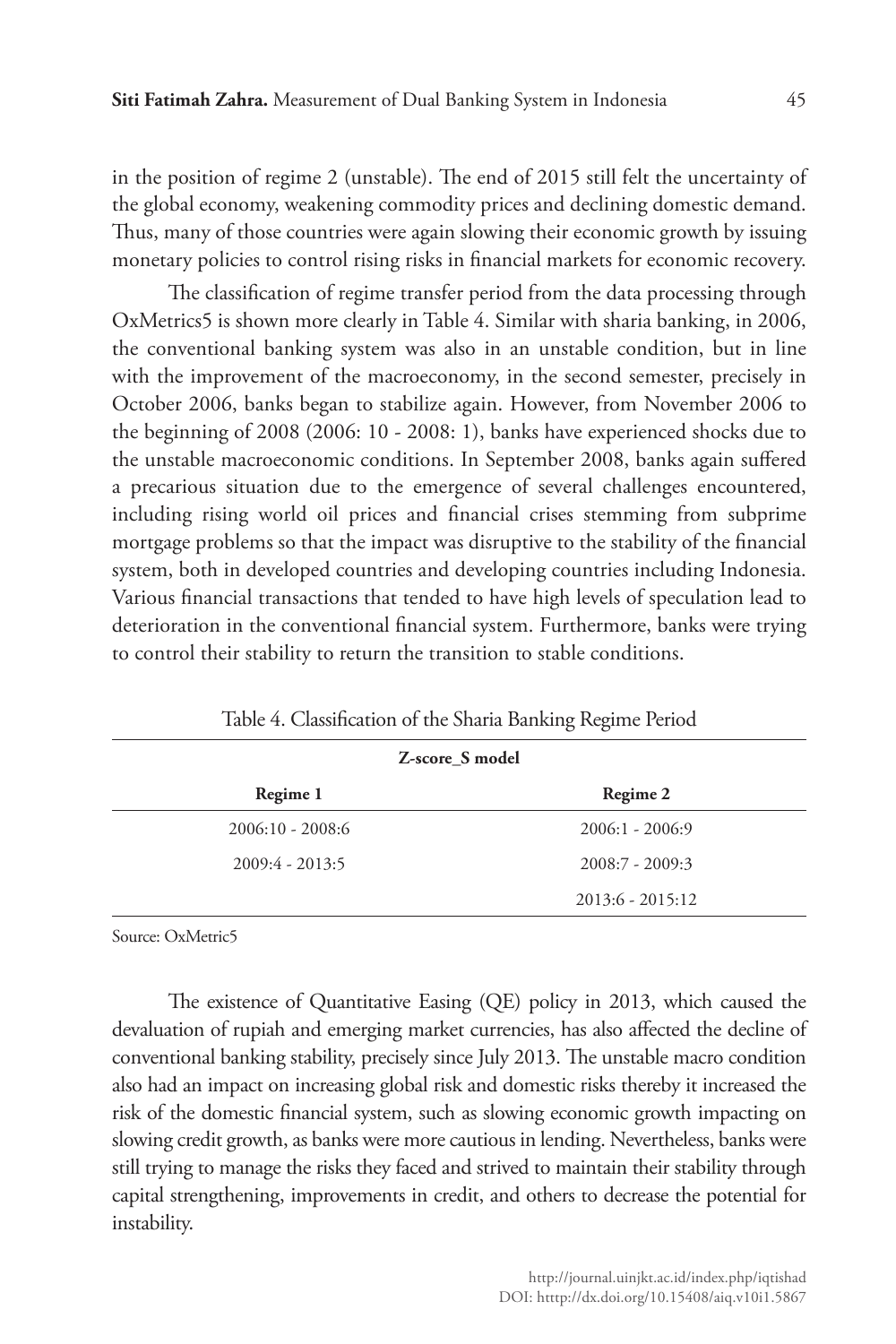in the position of regime 2 (unstable). The end of 2015 still felt the uncertainty of the global economy, weakening commodity prices and declining domestic demand. Thus, many of those countries were again slowing their economic growth by issuing monetary policies to control rising risks in financial markets for economic recovery.

The classification of regime transfer period from the data processing through OxMetrics5 is shown more clearly in Table 4. Similar with sharia banking, in 2006, the conventional banking system was also in an unstable condition, but in line with the improvement of the macroeconomy, in the second semester, precisely in October 2006, banks began to stabilize again. However, from November 2006 to the beginning of 2008 (2006: 10 - 2008: 1), banks have experienced shocks due to the unstable macroeconomic conditions. In September 2008, banks again suffered a precarious situation due to the emergence of several challenges encountered, including rising world oil prices and financial crises stemming from subprime mortgage problems so that the impact was disruptive to the stability of the financial system, both in developed countries and developing countries including Indonesia. Various financial transactions that tended to have high levels of speculation lead to deterioration in the conventional financial system. Furthermore, banks were trying to control their stability to return the transition to stable conditions.

Table 4. Classification of the Sharia Banking Regime Period

| **Z-score_S model** | |
|---|---|
| **Regime 1** | **Regime 2** |
| 2006:10 - 2008:6 | 2006:1 - 2006:9 |
| 2009:4 - 2013:5 | 2008:7 - 2009:3 |
| | 2013:6 - 2015:12 |

Source: OxMetric5

The existence of Quantitative Easing (QE) policy in 2013, which caused the devaluation of rupiah and emerging market currencies, has also affected the decline of conventional banking stability, precisely since July 2013. The unstable macro condition also had an impact on increasing global risk and domestic risks thereby it increased the risk of the domestic financial system, such as slowing economic growth impacting on slowing credit growth, as banks were more cautious in lending. Nevertheless, banks were still trying to manage the risks they faced and strived to maintain their stability through capital strengthening, improvements in credit, and others to decrease the potential for instability.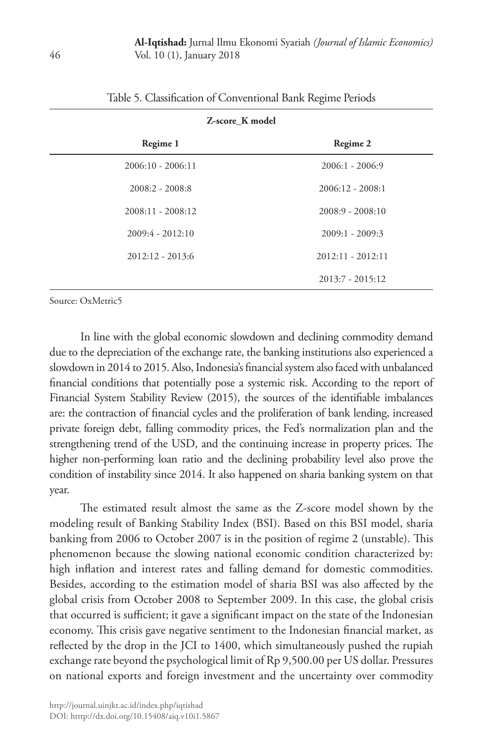Table 5. Classification of Conventional Bank Regime Periods

| Z-score_K model | |
|---|---|
| **Regime 1** | **Regime 2** |
| 2006:10 - 2006:11 | 2006:1 - 2006:9 |
| 2008:2 - 2008:8 | 2006:12 - 2008:1 |
| 2008:11 - 2008:12 | 2008:9 - 2008:10 |
| 2009:4 - 2012:10 | 2009:1 - 2009:3 |
| 2012:12 - 2013:6 | 2012:11 - 2012:11 |
| | 2013:7 - 2015:12 |

Source: OxMetric5

In line with the global economic slowdown and declining commodity demand due to the depreciation of the exchange rate, the banking institutions also experienced a slowdown in 2014 to 2015. Also, Indonesia's financial system also faced with unbalanced financial conditions that potentially pose a systemic risk. According to the report of Financial System Stability Review (2015), the sources of the identifiable imbalances are: the contraction of financial cycles and the proliferation of bank lending, increased private foreign debt, falling commodity prices, the Fed's normalization plan and the strengthening trend of the USD, and the continuing increase in property prices. The higher non-performing loan ratio and the declining probability level also prove the condition of instability since 2014. It also happened on sharia banking system on that year.

The estimated result almost the same as the Z-score model shown by the modeling result of Banking Stability Index (BSI). Based on this BSI model, sharia banking from 2006 to October 2007 is in the position of regime 2 (unstable). This phenomenon because the slowing national economic condition characterized by: high inflation and interest rates and falling demand for domestic commodities. Besides, according to the estimation model of sharia BSI was also affected by the global crisis from October 2008 to September 2009. In this case, the global crisis that occurred is sufficient; it gave a significant impact on the state of the Indonesian economy. This crisis gave negative sentiment to the Indonesian financial market, as reflected by the drop in the JCI to 1400, which simultaneously pushed the rupiah exchange rate beyond the psychological limit of Rp 9,500.00 per US dollar. Pressures on national exports and foreign investment and the uncertainty over commodity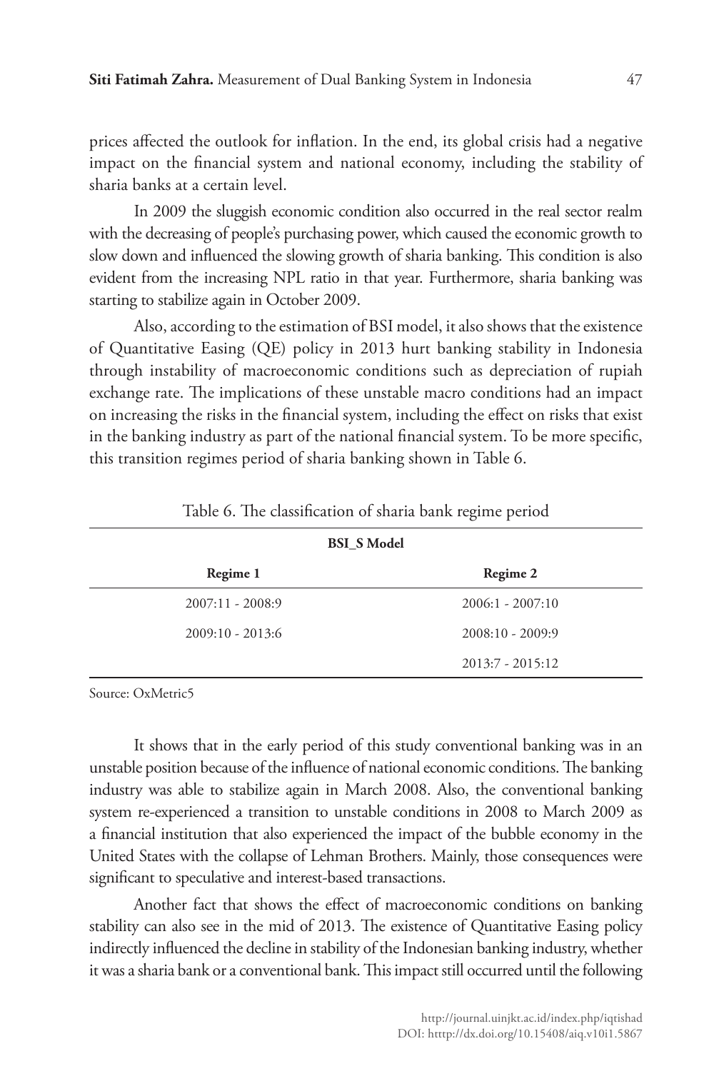prices affected the outlook for inflation. In the end, its global crisis had a negative impact on the financial system and national economy, including the stability of sharia banks at a certain level.

In 2009 the sluggish economic condition also occurred in the real sector realm with the decreasing of people's purchasing power, which caused the economic growth to slow down and influenced the slowing growth of sharia banking. This condition is also evident from the increasing NPL ratio in that year. Furthermore, sharia banking was starting to stabilize again in October 2009.

Also, according to the estimation of BSI model, it also shows that the existence of Quantitative Easing (QE) policy in 2013 hurt banking stability in Indonesia through instability of macroeconomic conditions such as depreciation of rupiah exchange rate. The implications of these unstable macro conditions had an impact on increasing the risks in the financial system, including the effect on risks that exist in the banking industry as part of the national financial system. To be more specific, this transition regimes period of sharia banking shown in Table 6.

Table 6. The classification of sharia bank regime period

| **BSI_S Model** | |
|---|---|
| **Regime 1** | **Regime 2** |
| 2007:11 - 2008:9 | 2006:1 - 2007:10 |
| 2009:10 - 2013:6 | 2008:10 - 2009:9 |
| | 2013:7 - 2015:12 |

Source: OxMetric5

It shows that in the early period of this study conventional banking was in an unstable position because of the influence of national economic conditions. The banking industry was able to stabilize again in March 2008. Also, the conventional banking system re-experienced a transition to unstable conditions in 2008 to March 2009 as a financial institution that also experienced the impact of the bubble economy in the United States with the collapse of Lehman Brothers. Mainly, those consequences were significant to speculative and interest-based transactions.

Another fact that shows the effect of macroeconomic conditions on banking stability can also see in the mid of 2013. The existence of Quantitative Easing policy indirectly influenced the decline in stability of the Indonesian banking industry, whether it was a sharia bank or a conventional bank. This impact still occurred until the following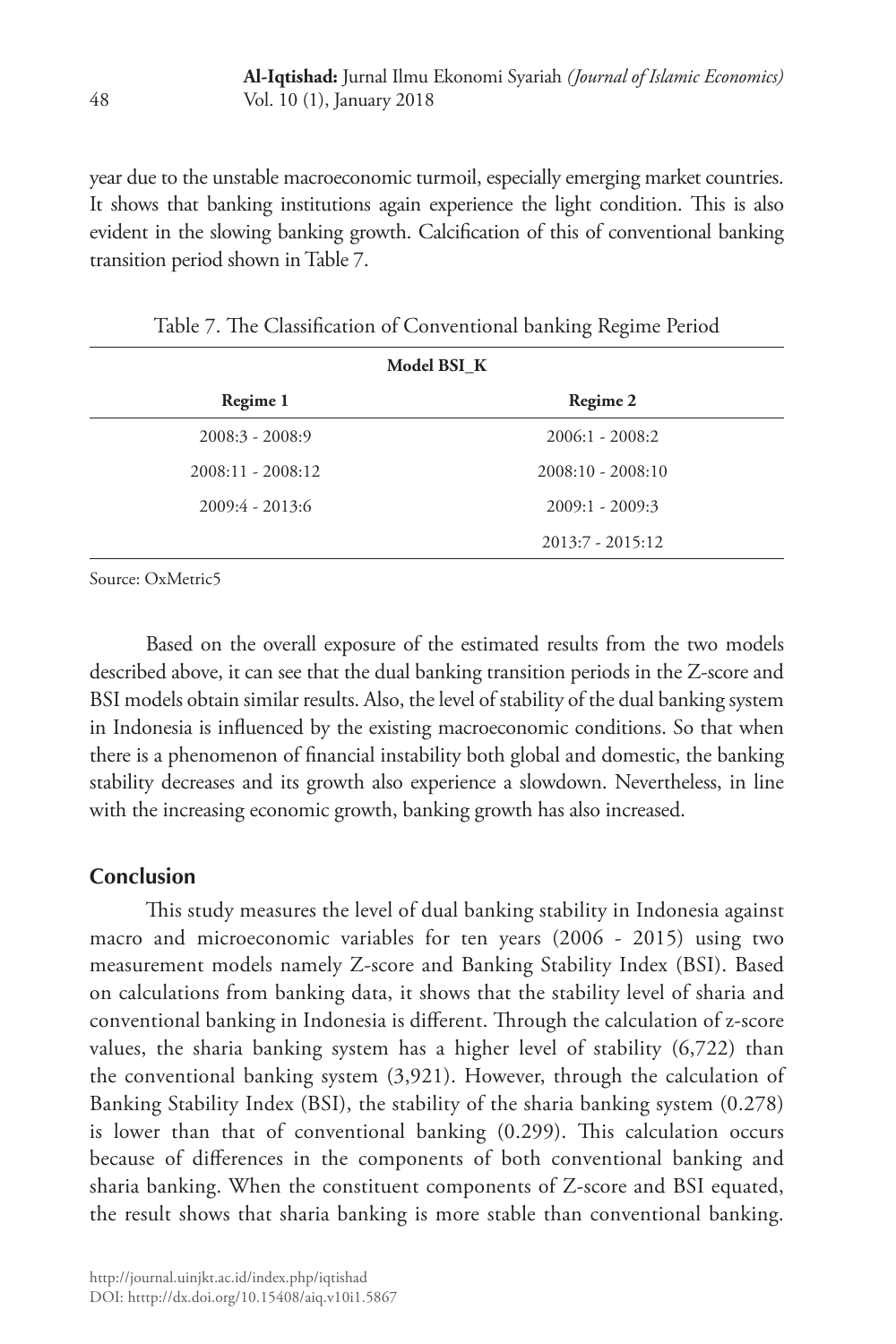year due to the unstable macroeconomic turmoil, especially emerging market countries. It shows that banking institutions again experience the light condition. This is also evident in the slowing banking growth. Calcification of this of conventional banking transition period shown in Table 7.

Table 7. The Classification of Conventional banking Regime Period

| Model BSI_K | |
|---|---|
| **Regime 1** | **Regime 2** |
| 2008:3 - 2008:9 | 2006:1 - 2008:2 |
| 2008:11 - 2008:12 | 2008:10 - 2008:10 |
| 2009:4 - 2013:6 | 2009:1 - 2009:3 |
| | 2013:7 - 2015:12 |

Source: OxMetric5

Based on the overall exposure of the estimated results from the two models described above, it can see that the dual banking transition periods in the Z-score and BSI models obtain similar results. Also, the level of stability of the dual banking system in Indonesia is influenced by the existing macroeconomic conditions. So that when there is a phenomenon of financial instability both global and domestic, the banking stability decreases and its growth also experience a slowdown. Nevertheless, in line with the increasing economic growth, banking growth has also increased.

## Conclusion

This study measures the level of dual banking stability in Indonesia against macro and microeconomic variables for ten years (2006 - 2015) using two measurement models namely Z-score and Banking Stability Index (BSI). Based on calculations from banking data, it shows that the stability level of sharia and conventional banking in Indonesia is different. Through the calculation of z-score values, the sharia banking system has a higher level of stability (6,722) than the conventional banking system (3,921). However, through the calculation of Banking Stability Index (BSI), the stability of the sharia banking system (0.278) is lower than that of conventional banking (0.299). This calculation occurs because of differences in the components of both conventional banking and sharia banking. When the constituent components of Z-score and BSI equated, the result shows that sharia banking is more stable than conventional banking.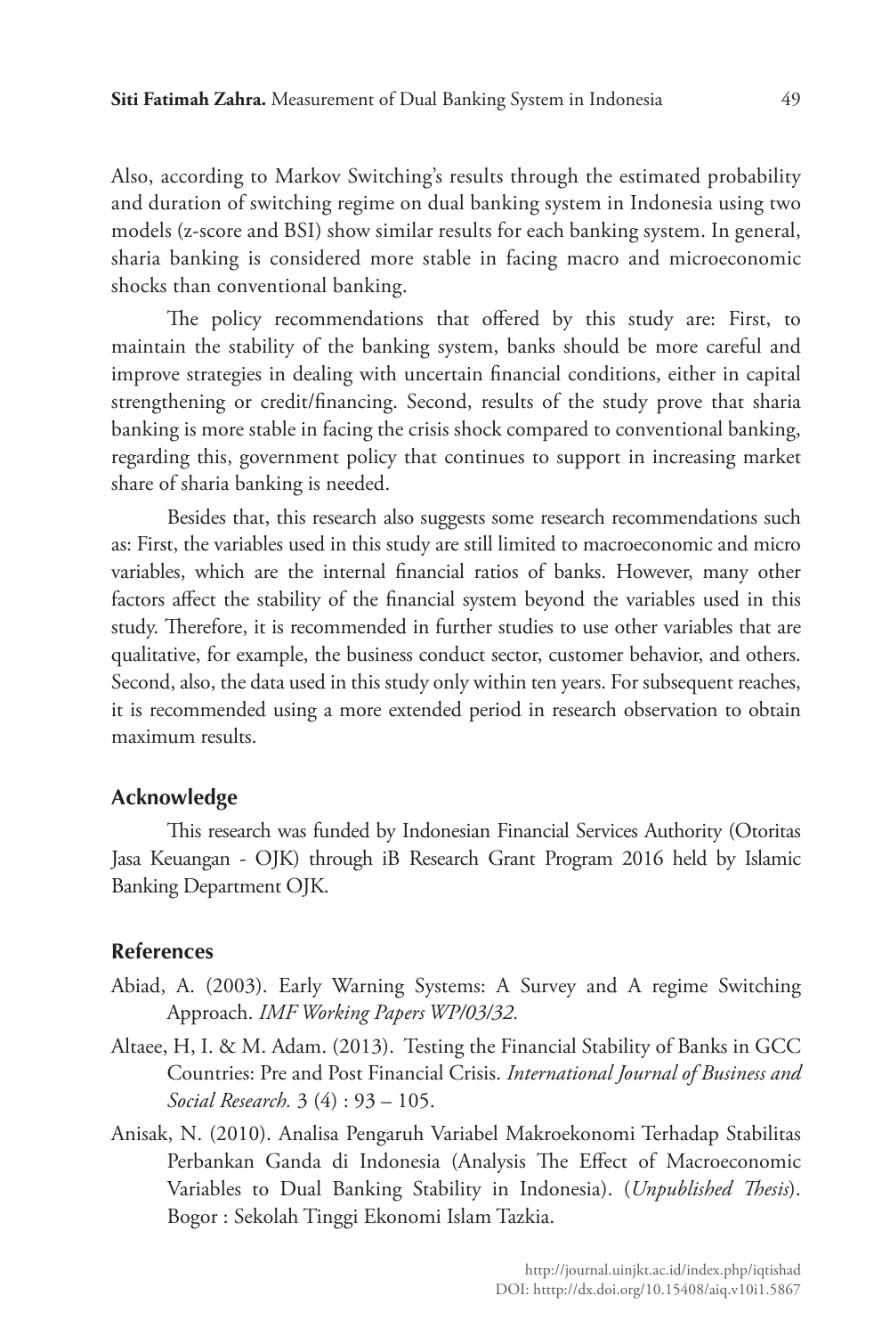Also, according to Markov Switching's results through the estimated probability and duration of switching regime on dual banking system in Indonesia using two models (z-score and BSI) show similar results for each banking system. In general, sharia banking is considered more stable in facing macro and microeconomic shocks than conventional banking.

The policy recommendations that offered by this study are: First, to maintain the stability of the banking system, banks should be more careful and improve strategies in dealing with uncertain financial conditions, either in capital strengthening or credit/financing. Second, results of the study prove that sharia banking is more stable in facing the crisis shock compared to conventional banking, regarding this, government policy that continues to support in increasing market share of sharia banking is needed.

Besides that, this research also suggests some research recommendations such as: First, the variables used in this study are still limited to macroeconomic and micro variables, which are the internal financial ratios of banks. However, many other factors affect the stability of the financial system beyond the variables used in this study. Therefore, it is recommended in further studies to use other variables that are qualitative, for example, the business conduct sector, customer behavior, and others. Second, also, the data used in this study only within ten years. For subsequent reaches, it is recommended using a more extended period in research observation to obtain maximum results.

## Acknowledge

This research was funded by Indonesian Financial Services Authority (Otoritas Jasa Keuangan - OJK) through iB Research Grant Program 2016 held by Islamic Banking Department OJK.

## References

Abiad, A. (2003). Early Warning Systems: A Survey and A regime Switching Approach. *IMF Working Papers WP/03/32.*

Altaee, H, I. & M. Adam. (2013). Testing the Financial Stability of Banks in GCC Countries: Pre and Post Financial Crisis. *International Journal of Business and Social Research.* 3 (4) : 93 – 105.

Anisak, N. (2010). Analisa Pengaruh Variabel Makroekonomi Terhadap Stabilitas Perbankan Ganda di Indonesia (Analysis The Effect of Macroeconomic Variables to Dual Banking Stability in Indonesia). (*Unpublished Thesis*). Bogor : Sekolah Tinggi Ekonomi Islam Tazkia.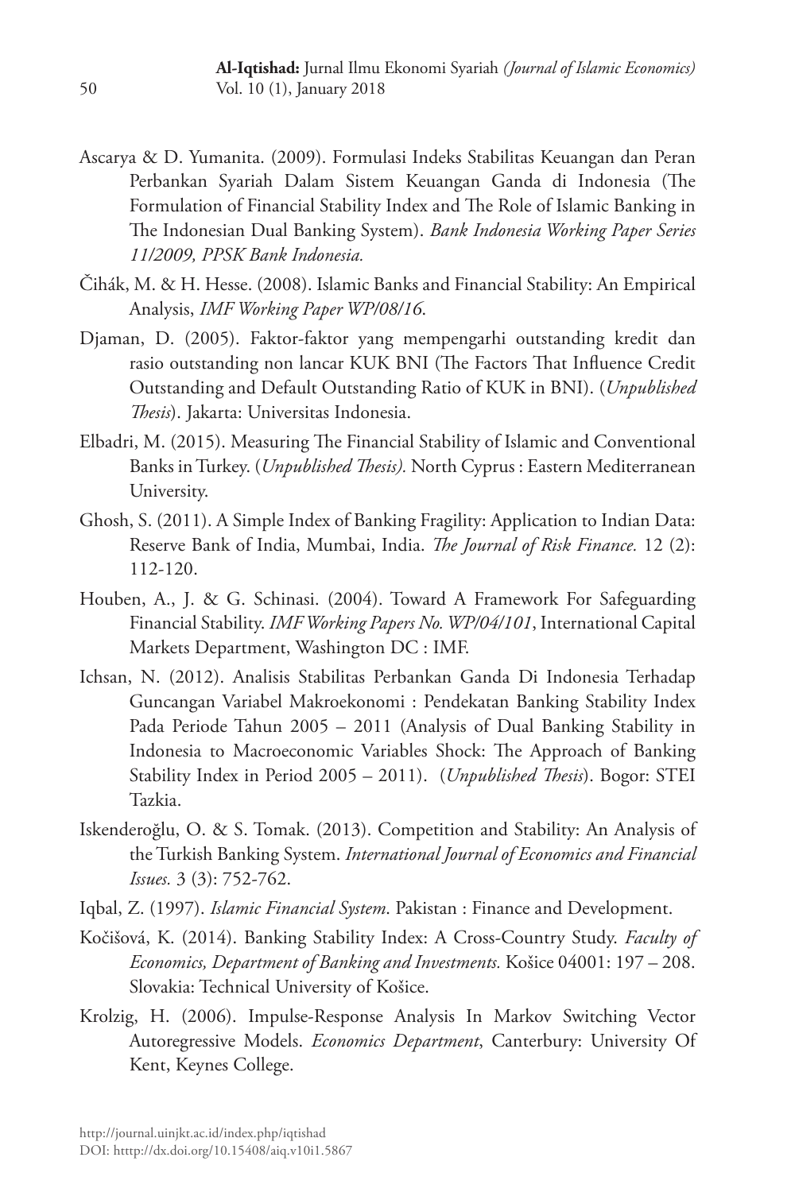Ascarya & D. Yumanita. (2009). Formulasi Indeks Stabilitas Keuangan dan Peran Perbankan Syariah Dalam Sistem Keuangan Ganda di Indonesia (The Formulation of Financial Stability Index and The Role of Islamic Banking in The Indonesian Dual Banking System). *Bank Indonesia Working Paper Series 11/2009, PPSK Bank Indonesia.*

Čihák, M. & H. Hesse. (2008). Islamic Banks and Financial Stability: An Empirical Analysis, *IMF Working Paper WP/08/16*.

Djaman, D. (2005). Faktor-faktor yang mempengarhi outstanding kredit dan rasio outstanding non lancar KUK BNI (The Factors That Influence Credit Outstanding and Default Outstanding Ratio of KUK in BNI). (*Unpublished Thesis*). Jakarta: Universitas Indonesia.

Elbadri, M. (2015). Measuring The Financial Stability of Islamic and Conventional Banks in Turkey. (*Unpublished Thesis).* North Cyprus : Eastern Mediterranean University.

Ghosh, S. (2011). A Simple Index of Banking Fragility: Application to Indian Data: Reserve Bank of India, Mumbai, India. *The Journal of Risk Finance.* 12 (2): 112-120.

Houben, A., J. & G. Schinasi. (2004). Toward A Framework For Safeguarding Financial Stability. *IMF Working Papers No. WP/04/101*, International Capital Markets Department, Washington DC : IMF.

Ichsan, N. (2012). Analisis Stabilitas Perbankan Ganda Di Indonesia Terhadap Guncangan Variabel Makroekonomi : Pendekatan Banking Stability Index Pada Periode Tahun 2005 – 2011 (Analysis of Dual Banking Stability in Indonesia to Macroeconomic Variables Shock: The Approach of Banking Stability Index in Period 2005 – 2011). (*Unpublished Thesis*). Bogor: STEI Tazkia.

Iskenderoğlu, O. & S. Tomak. (2013). Competition and Stability: An Analysis of the Turkish Banking System. *International Journal of Economics and Financial Issues.* 3 (3): 752-762.

Iqbal, Z. (1997). *Islamic Financial System*. Pakistan : Finance and Development.

Kočišová, K. (2014). Banking Stability Index: A Cross-Country Study. *Faculty of Economics, Department of Banking and Investments.* Košice 04001: 197 – 208. Slovakia: Technical University of Košice.

Krolzig, H. (2006). Impulse-Response Analysis In Markov Switching Vector Autoregressive Models. *Economics Department*, Canterbury: University Of Kent, Keynes College.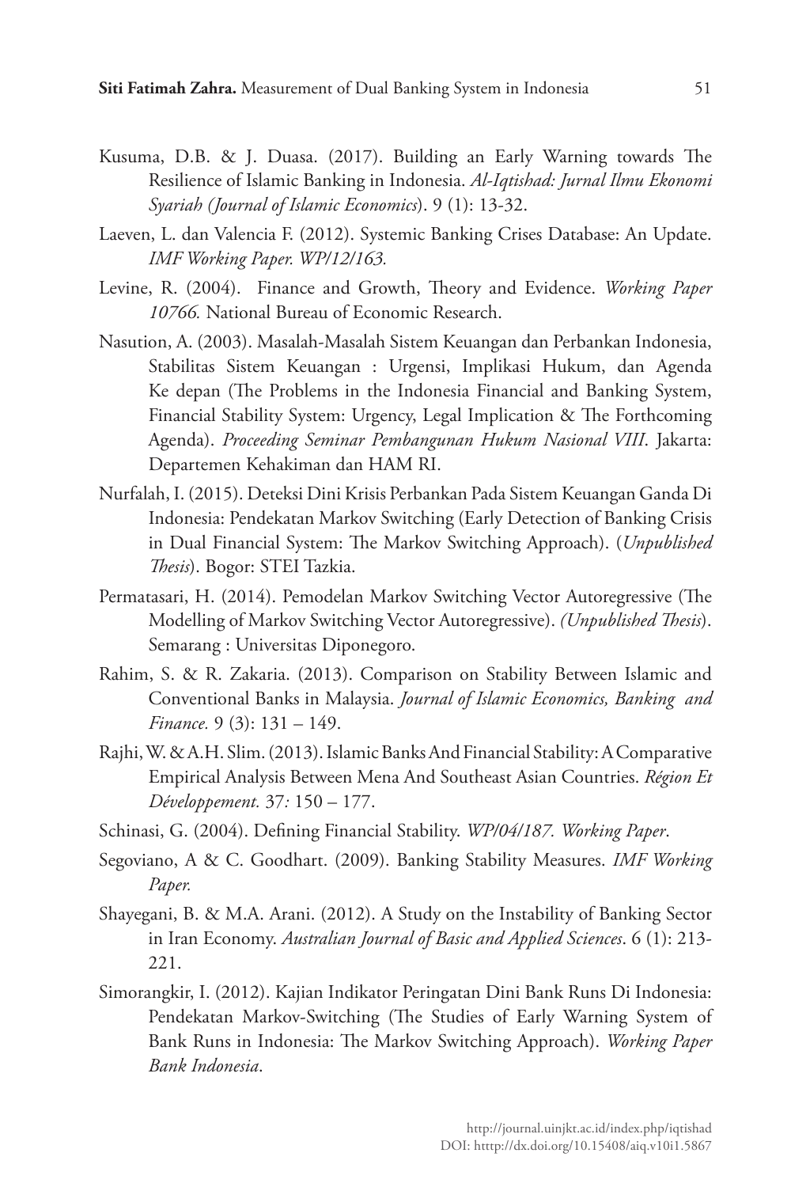Kusuma, D.B. & J. Duasa. (2017). Building an Early Warning towards The Resilience of Islamic Banking in Indonesia. *Al-Iqtishad: Jurnal Ilmu Ekonomi Syariah (Journal of Islamic Economics*). 9 (1): 13-32.

Laeven, L. dan Valencia F. (2012). Systemic Banking Crises Database: An Update. *IMF Working Paper. WP/12/163.*

Levine, R. (2004). Finance and Growth, Theory and Evidence. *Working Paper 10766.* National Bureau of Economic Research.

Nasution, A. (2003). Masalah-Masalah Sistem Keuangan dan Perbankan Indonesia, Stabilitas Sistem Keuangan : Urgensi, Implikasi Hukum, dan Agenda Ke depan (The Problems in the Indonesia Financial and Banking System, Financial Stability System: Urgency, Legal Implication & The Forthcoming Agenda). *Proceeding Seminar Pembangunan Hukum Nasional VIII*. Jakarta: Departemen Kehakiman dan HAM RI.

Nurfalah, I. (2015). Deteksi Dini Krisis Perbankan Pada Sistem Keuangan Ganda Di Indonesia: Pendekatan Markov Switching (Early Detection of Banking Crisis in Dual Financial System: The Markov Switching Approach). (*Unpublished Thesis*). Bogor: STEI Tazkia.

Permatasari, H. (2014). Pemodelan Markov Switching Vector Autoregressive (The Modelling of Markov Switching Vector Autoregressive). *(Unpublished Thesis*). Semarang : Universitas Diponegoro.

Rahim, S. & R. Zakaria. (2013). Comparison on Stability Between Islamic and Conventional Banks in Malaysia. *Journal of Islamic Economics, Banking and Finance.* 9 (3): 131 – 149.

Rajhi, W. & A.H. Slim. (2013). Islamic Banks And Financial Stability: A Comparative Empirical Analysis Between Mena And Southeast Asian Countries. *Région Et Développement.* 37*:* 150 – 177.

Schinasi, G. (2004). Defining Financial Stability. *WP/04/187. Working Paper*.

Segoviano, A & C. Goodhart. (2009). Banking Stability Measures. *IMF Working Paper.*

Shayegani, B. & M.A. Arani. (2012). A Study on the Instability of Banking Sector in Iran Economy. *Australian Journal of Basic and Applied Sciences*. 6 (1): 213-221.

Simorangkir, I. (2012). Kajian Indikator Peringatan Dini Bank Runs Di Indonesia: Pendekatan Markov-Switching (The Studies of Early Warning System of Bank Runs in Indonesia: The Markov Switching Approach). *Working Paper Bank Indonesia*.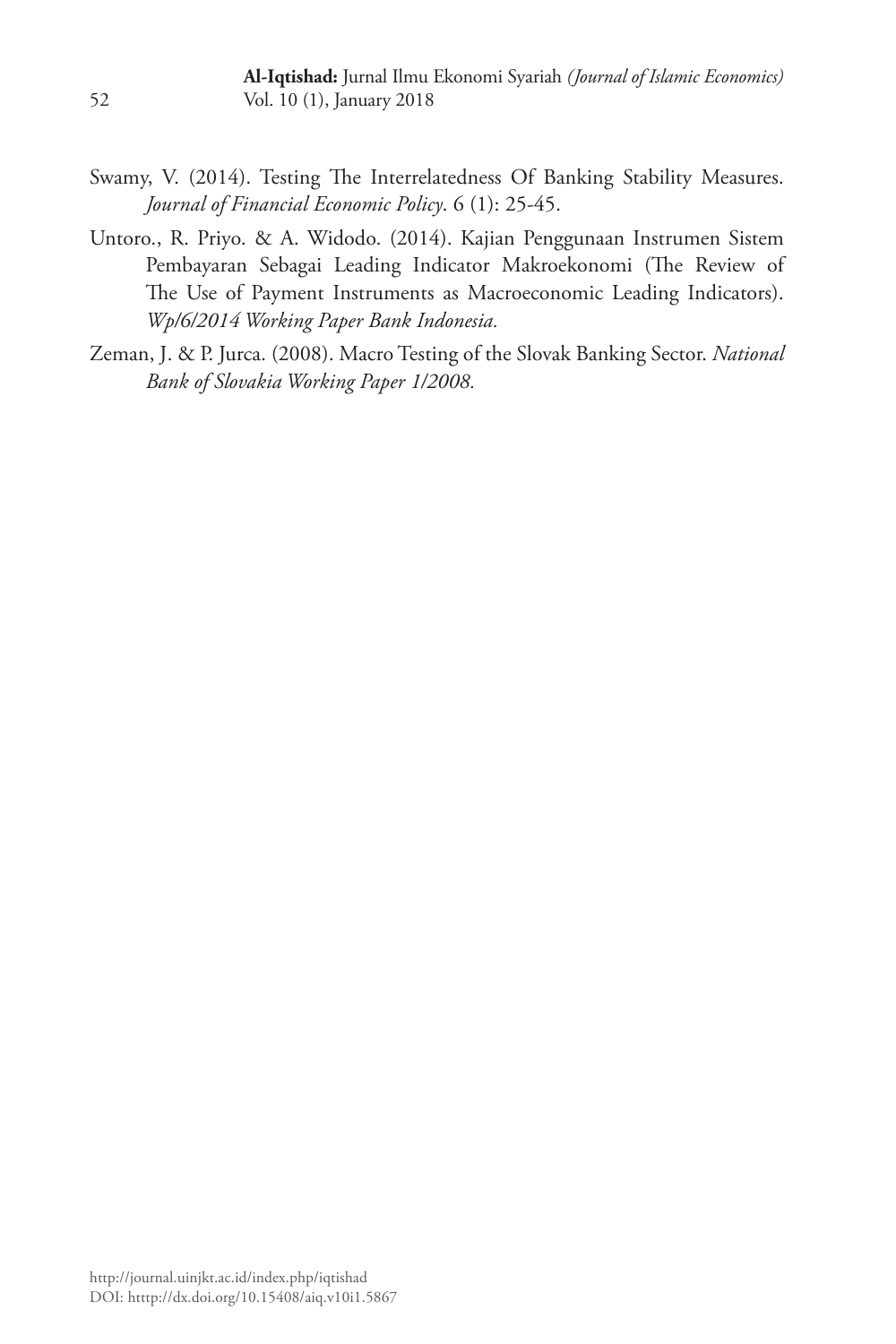Swamy, V. (2014). Testing The Interrelatedness Of Banking Stability Measures. *Journal of Financial Economic Policy*. 6 (1): 25-45.

Untoro., R. Priyo. & A. Widodo. (2014). Kajian Penggunaan Instrumen Sistem Pembayaran Sebagai Leading Indicator Makroekonomi (The Review of The Use of Payment Instruments as Macroeconomic Leading Indicators). *Wp/6/2014 Working Paper Bank Indonesia.*

Zeman, J. & P. Jurca. (2008). Macro Testing of the Slovak Banking Sector. *National Bank of Slovakia Working Paper 1/2008.*